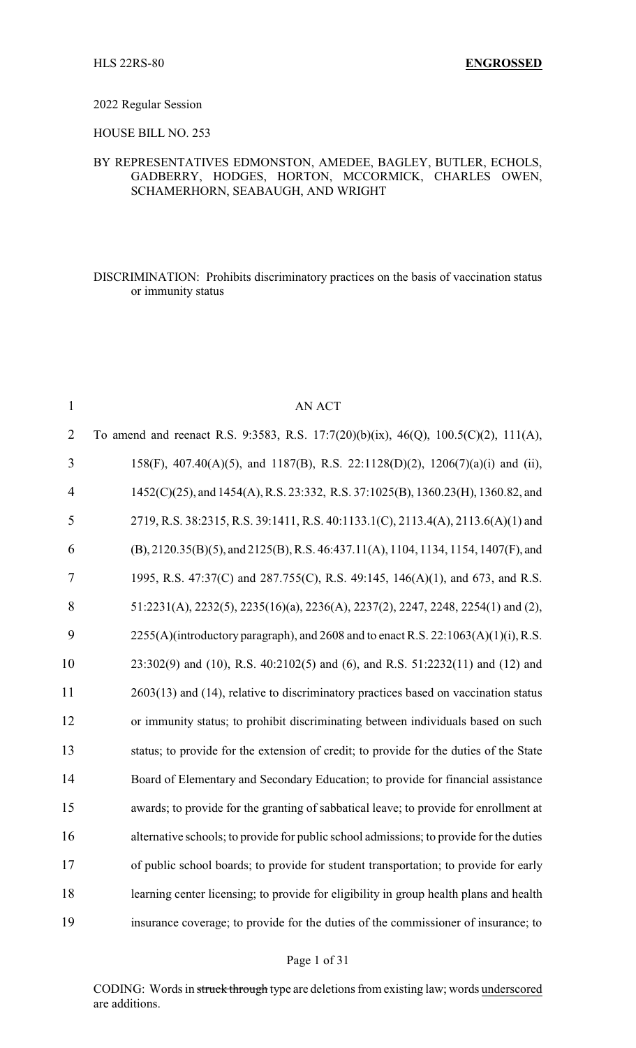HLS 22RS-80 **ENGROSSED**

2022 Regular Session

HOUSE BILL NO. 253

BY REPRESENTATIVES EDMONSTON, AMEDEE, BAGLEY, BUTLER, ECHOLS, GADBERRY, HODGES, HORTON, MCCORMICK, CHARLES OWEN, SCHAMERHORN, SEABAUGH, AND WRIGHT

DISCRIMINATION: Prohibits discriminatory practices on the basis of vaccination status or immunity status

AN ACT

To amend and reenact R.S. 9:3583, R.S. 17:7(20)(b)(ix), 46(Q), 100.5(C)(2), 111(A), 158(F), 407.40(A)(5), and 1187(B), R.S. 22:1128(D)(2), 1206(7)(a)(i) and (ii), 1452(C)(25), and 1454(A), R.S. 23:332, R.S. 37:1025(B), 1360.23(H), 1360.82, and 2719, R.S. 38:2315, R.S. 39:1411, R.S. 40:1133.1(C), 2113.4(A), 2113.6(A)(1) and (B), 2120.35(B)(5), and 2125(B), R.S. 46:437.11(A), 1104, 1134, 1154, 1407(F), and 1995, R.S. 47:37(C) and 287.755(C), R.S. 49:145, 146(A)(1), and 673, and R.S. 51:2231(A), 2232(5), 2235(16)(a), 2236(A), 2237(2), 2247, 2248, 2254(1) and (2), 2255(A)(introductory paragraph), and 2608 and to enact R.S. 22:1063(A)(1)(i), R.S. 23:302(9) and (10), R.S. 40:2102(5) and (6), and R.S. 51:2232(11) and (12) and 2603(13) and (14), relative to discriminatory practices based on vaccination status or immunity status; to prohibit discriminating between individuals based on such status; to provide for the extension of credit; to provide for the duties of the State Board of Elementary and Secondary Education; to provide for financial assistance awards; to provide for the granting of sabbatical leave; to provide for enrollment at alternative schools; to provide for public school admissions; to provide for the duties of public school boards; to provide for student transportation; to provide for early learning center licensing; to provide for eligibility in group health plans and health insurance coverage; to provide for the duties of the commissioner of insurance; to

CODING: Words in ~~struck through~~ type are deletions from existing law; words underscored are additions.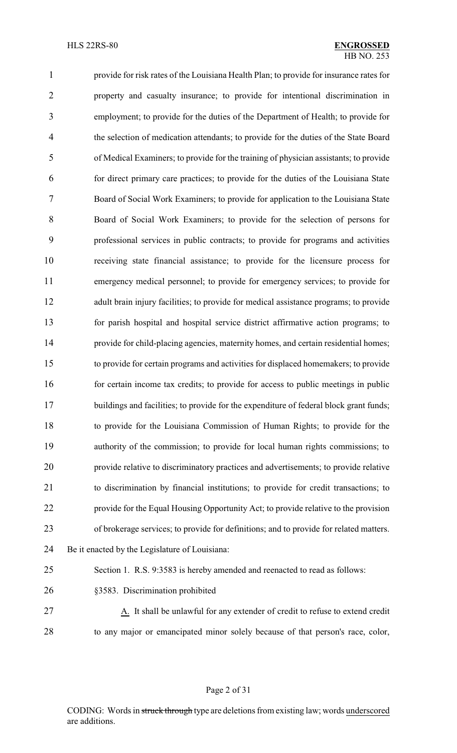provide for risk rates of the Louisiana Health Plan; to provide for insurance rates for property and casualty insurance; to provide for intentional discrimination in employment; to provide for the duties of the Department of Health; to provide for the selection of medication attendants; to provide for the duties of the State Board of Medical Examiners; to provide for the training of physician assistants; to provide for direct primary care practices; to provide for the duties of the Louisiana State Board of Social Work Examiners; to provide for application to the Louisiana State Board of Social Work Examiners; to provide for the selection of persons for professional services in public contracts; to provide for programs and activities receiving state financial assistance; to provide for the licensure process for emergency medical personnel; to provide for emergency services; to provide for adult brain injury facilities; to provide for medical assistance programs; to provide for parish hospital and hospital service district affirmative action programs; to provide for child-placing agencies, maternity homes, and certain residential homes; to provide for certain programs and activities for displaced homemakers; to provide for certain income tax credits; to provide for access to public meetings in public buildings and facilities; to provide for the expenditure of federal block grant funds; to provide for the Louisiana Commission of Human Rights; to provide for the authority of the commission; to provide for local human rights commissions; to provide relative to discriminatory practices and advertisements; to provide relative to discrimination by financial institutions; to provide for credit transactions; to provide for the Equal Housing Opportunity Act; to provide relative to the provision of brokerage services; to provide for definitions; and to provide for related matters.

Be it enacted by the Legislature of Louisiana:

Section 1. R.S. 9:3583 is hereby amended and reenacted to read as follows:

§3583. Discrimination prohibited

A. It shall be unlawful for any extender of credit to refuse to extend credit to any major or emancipated minor solely because of that person's race, color,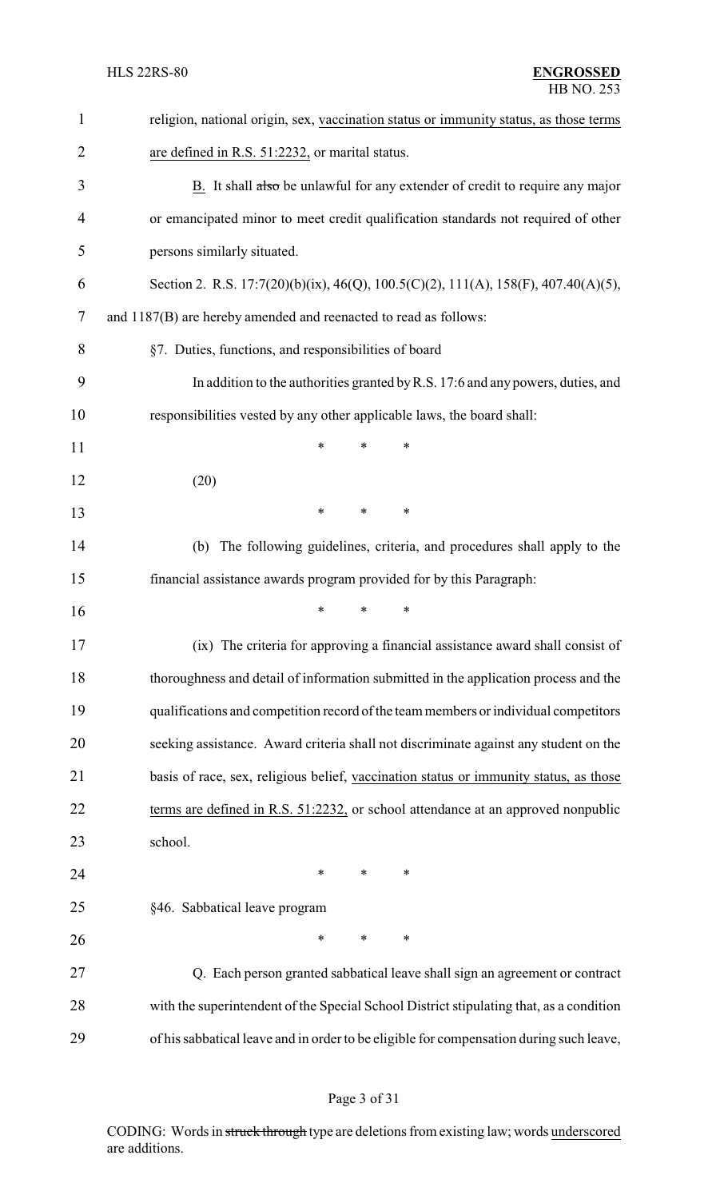religion, national origin, sex, vaccination status or immunity status, as those terms are defined in R.S. 51:2232, or marital status.

B. It shall ~~also~~ be unlawful for any extender of credit to require any major or emancipated minor to meet credit qualification standards not required of other persons similarly situated.

Section 2. R.S. 17:7(20)(b)(ix), 46(Q), 100.5(C)(2), 111(A), 158(F), 407.40(A)(5), and 1187(B) are hereby amended and reenacted to read as follows:

§7. Duties, functions, and responsibilities of board

In addition to the authorities granted by R.S. 17:6 and any powers, duties, and responsibilities vested by any other applicable laws, the board shall:

\* \* \*

(20)

\* \* \*

(b) The following guidelines, criteria, and procedures shall apply to the financial assistance awards program provided for by this Paragraph:

\* \* \*

(ix) The criteria for approving a financial assistance award shall consist of thoroughness and detail of information submitted in the application process and the qualifications and competition record of the team members or individual competitors seeking assistance. Award criteria shall not discriminate against any student on the basis of race, sex, religious belief, vaccination status or immunity status, as those terms are defined in R.S. 51:2232, or school attendance at an approved nonpublic school.

\* \* \*

§46. Sabbatical leave program

\* \* \*

Q. Each person granted sabbatical leave shall sign an agreement or contract with the superintendent of the Special School District stipulating that, as a condition of his sabbatical leave and in order to be eligible for compensation during such leave,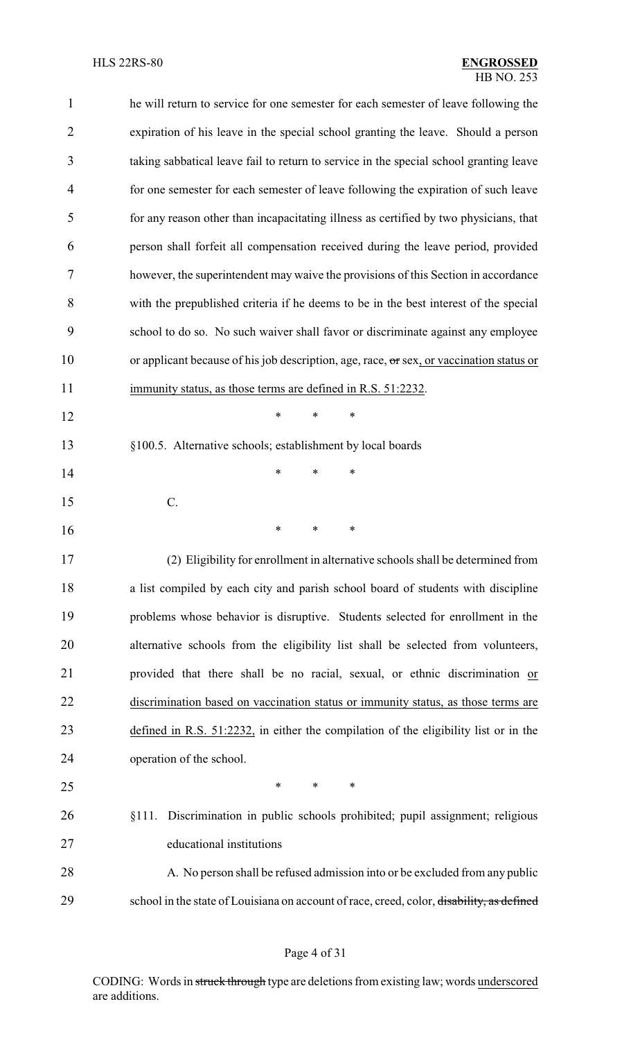he will return to service for one semester for each semester of leave following the expiration of his leave in the special school granting the leave. Should a person taking sabbatical leave fail to return to service in the special school granting leave for one semester for each semester of leave following the expiration of such leave for any reason other than incapacitating illness as certified by two physicians, that person shall forfeit all compensation received during the leave period, provided however, the superintendent may waive the provisions of this Section in accordance with the prepublished criteria if he deems to be in the best interest of the special school to do so. No such waiver shall favor or discriminate against any employee or applicant because of his job description, age, race, ~~or~~ sex, <u>or vaccination status or immunity status, as those terms are defined in R.S. 51:2232</u>.

\* \* \*

§100.5. Alternative schools; establishment by local boards

\* \* \*

C.

\* \* \*

(2) Eligibility for enrollment in alternative schools shall be determined from a list compiled by each city and parish school board of students with discipline problems whose behavior is disruptive. Students selected for enrollment in the alternative schools from the eligibility list shall be selected from volunteers, provided that there shall be no racial, sexual, or ethnic discrimination <u>or discrimination based on vaccination status or immunity status, as those terms are defined in R.S. 51:2232,</u> in either the compilation of the eligibility list or in the operation of the school.

\* \* \*

§111. Discrimination in public schools prohibited; pupil assignment; religious educational institutions

A. No person shall be refused admission into or be excluded from any public school in the state of Louisiana on account of race, creed, color, ~~disability, as defined~~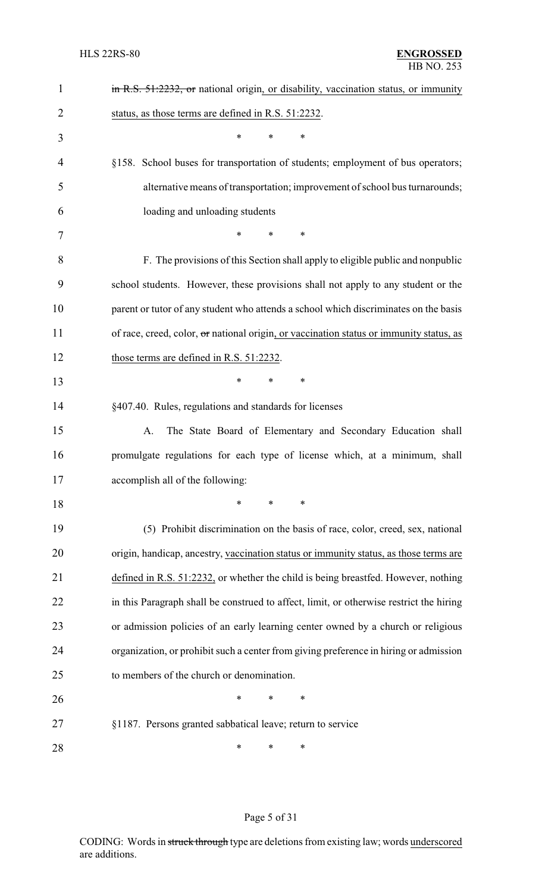in R.S. 51:2232, or national origin, or disability, vaccination status, or immunity status, as those terms are defined in R.S. 51:2232.

\* \* \*

§158. School buses for transportation of students; employment of bus operators; alternative means of transportation; improvement of school bus turnarounds; loading and unloading students

\* \* \*

F. The provisions of this Section shall apply to eligible public and nonpublic school students. However, these provisions shall not apply to any student or the parent or tutor of any student who attends a school which discriminates on the basis of race, creed, color, or national origin, or vaccination status or immunity status, as those terms are defined in R.S. 51:2232.

\* \* \*

§407.40. Rules, regulations and standards for licenses

A. The State Board of Elementary and Secondary Education shall promulgate regulations for each type of license which, at a minimum, shall accomplish all of the following:

\* \* \*

(5) Prohibit discrimination on the basis of race, color, creed, sex, national origin, handicap, ancestry, vaccination status or immunity status, as those terms are defined in R.S. 51:2232, or whether the child is being breastfed. However, nothing in this Paragraph shall be construed to affect, limit, or otherwise restrict the hiring or admission policies of an early learning center owned by a church or religious organization, or prohibit such a center from giving preference in hiring or admission to members of the church or denomination.

\* \* \*

§1187. Persons granted sabbatical leave; return to service

\* \* \*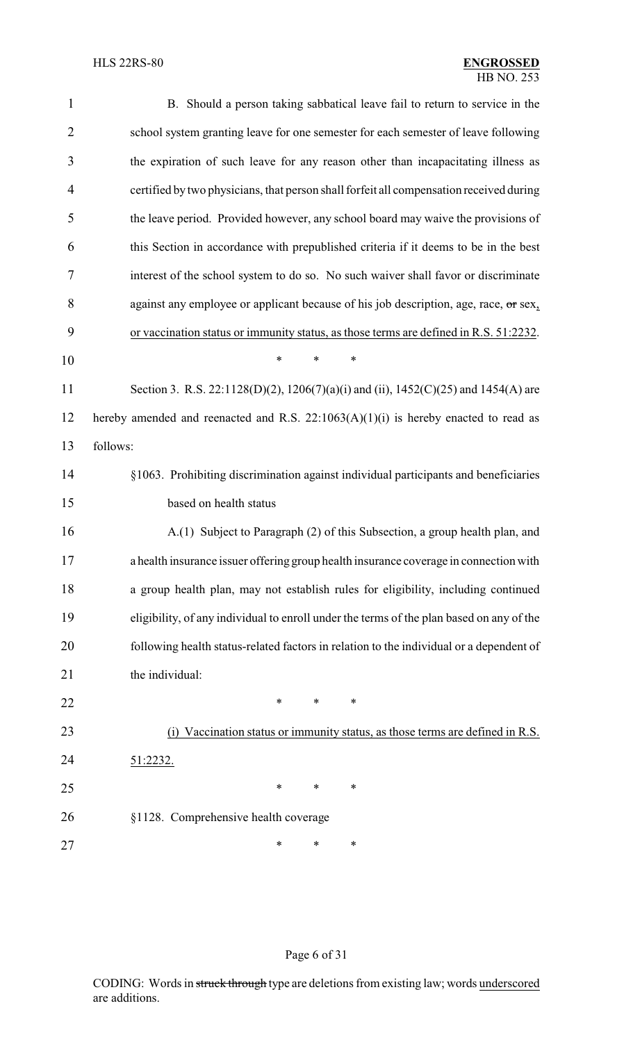B. Should a person taking sabbatical leave fail to return to service in the school system granting leave for one semester for each semester of leave following the expiration of such leave for any reason other than incapacitating illness as certified by two physicians, that person shall forfeit all compensation received during the leave period. Provided however, any school board may waive the provisions of this Section in accordance with prepublished criteria if it deems to be in the best interest of the school system to do so. No such waiver shall favor or discriminate against any employee or applicant because of his job description, age, race, ~~or~~ sex, or vaccination status or immunity status, as those terms are defined in R.S. 51:2232.

\* \* \*

Section 3. R.S. 22:1128(D)(2), 1206(7)(a)(i) and (ii), 1452(C)(25) and 1454(A) are hereby amended and reenacted and R.S. 22:1063(A)(1)(i) is hereby enacted to read as follows:

§1063. Prohibiting discrimination against individual participants and beneficiaries based on health status

A.(1) Subject to Paragraph (2) of this Subsection, a group health plan, and a health insurance issuer offering group health insurance coverage in connection with a group health plan, may not establish rules for eligibility, including continued eligibility, of any individual to enroll under the terms of the plan based on any of the following health status-related factors in relation to the individual or a dependent of the individual:

\* \* \*

(i) Vaccination status or immunity status, as those terms are defined in R.S. 51:2232.

\* \* \*

§1128. Comprehensive health coverage

\* \* \*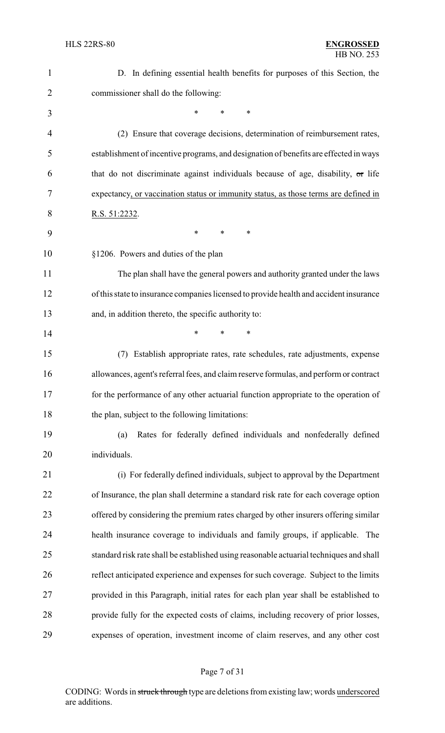D. In defining essential health benefits for purposes of this Section, the commissioner shall do the following:

\* \* \*

(2) Ensure that coverage decisions, determination of reimbursement rates, establishment of incentive programs, and designation of benefits are effected in ways that do not discriminate against individuals because of age, disability, ~~or~~ life expectancy, <u>or vaccination status or immunity status, as those terms are defined in R.S. 51:2232</u>.

\* \* \*

§1206. Powers and duties of the plan

The plan shall have the general powers and authority granted under the laws of this state to insurance companies licensed to provide health and accident insurance and, in addition thereto, the specific authority to:

\* \* \*

(7) Establish appropriate rates, rate schedules, rate adjustments, expense allowances, agent's referral fees, and claim reserve formulas, and perform or contract for the performance of any other actuarial function appropriate to the operation of the plan, subject to the following limitations:

(a) Rates for federally defined individuals and nonfederally defined individuals.

(i) For federally defined individuals, subject to approval by the Department of Insurance, the plan shall determine a standard risk rate for each coverage option offered by considering the premium rates charged by other insurers offering similar health insurance coverage to individuals and family groups, if applicable. The standard risk rate shall be established using reasonable actuarial techniques and shall reflect anticipated experience and expenses for such coverage. Subject to the limits provided in this Paragraph, initial rates for each plan year shall be established to provide fully for the expected costs of claims, including recovery of prior losses, expenses of operation, investment income of claim reserves, and any other cost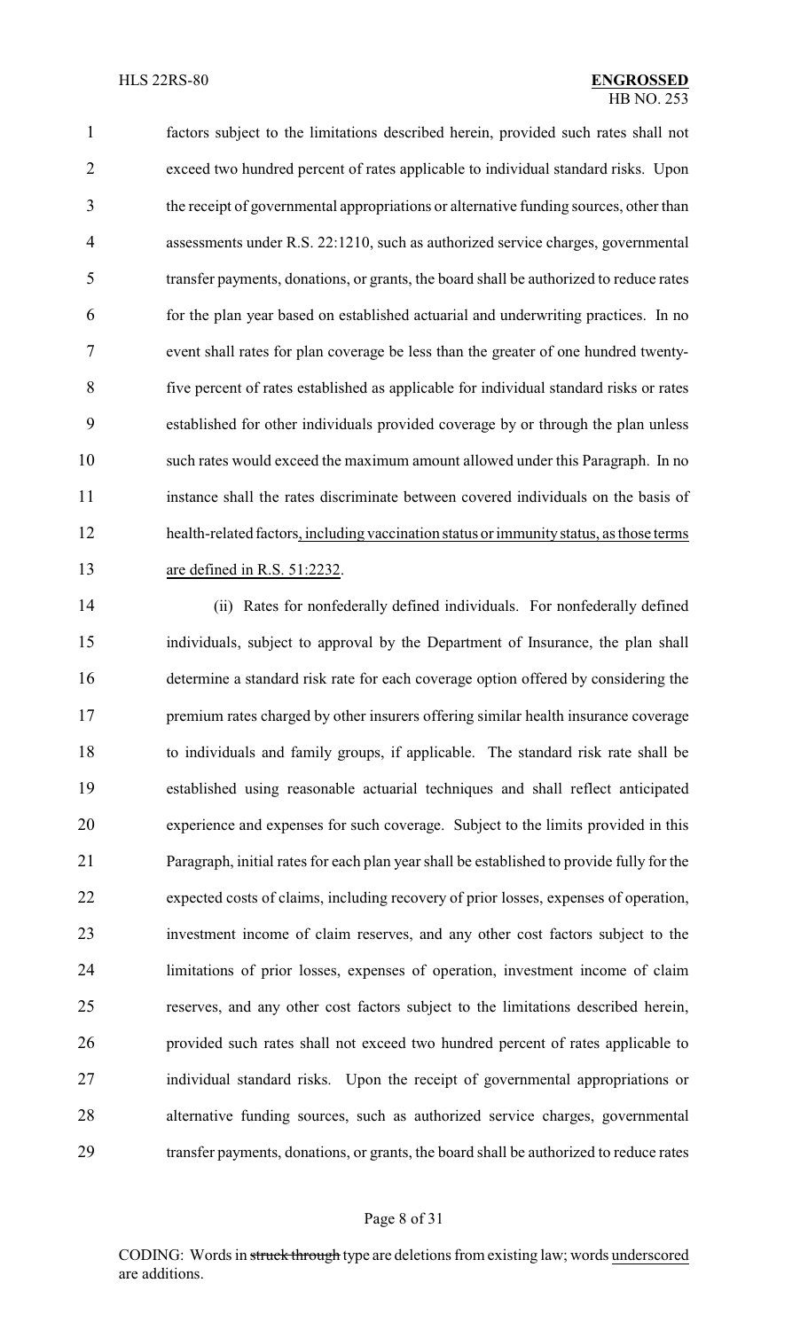factors subject to the limitations described herein, provided such rates shall not exceed two hundred percent of rates applicable to individual standard risks. Upon the receipt of governmental appropriations or alternative funding sources, other than assessments under R.S. 22:1210, such as authorized service charges, governmental transfer payments, donations, or grants, the board shall be authorized to reduce rates for the plan year based on established actuarial and underwriting practices. In no event shall rates for plan coverage be less than the greater of one hundred twenty-five percent of rates established as applicable for individual standard risks or rates established for other individuals provided coverage by or through the plan unless such rates would exceed the maximum amount allowed under this Paragraph. In no instance shall the rates discriminate between covered individuals on the basis of health-related factors, including vaccination status or immunity status, as those terms are defined in R.S. 51:2232.

(ii) Rates for nonfederally defined individuals. For nonfederally defined individuals, subject to approval by the Department of Insurance, the plan shall determine a standard risk rate for each coverage option offered by considering the premium rates charged by other insurers offering similar health insurance coverage to individuals and family groups, if applicable. The standard risk rate shall be established using reasonable actuarial techniques and shall reflect anticipated experience and expenses for such coverage. Subject to the limits provided in this Paragraph, initial rates for each plan year shall be established to provide fully for the expected costs of claims, including recovery of prior losses, expenses of operation, investment income of claim reserves, and any other cost factors subject to the limitations of prior losses, expenses of operation, investment income of claim reserves, and any other cost factors subject to the limitations described herein, provided such rates shall not exceed two hundred percent of rates applicable to individual standard risks. Upon the receipt of governmental appropriations or alternative funding sources, such as authorized service charges, governmental transfer payments, donations, or grants, the board shall be authorized to reduce rates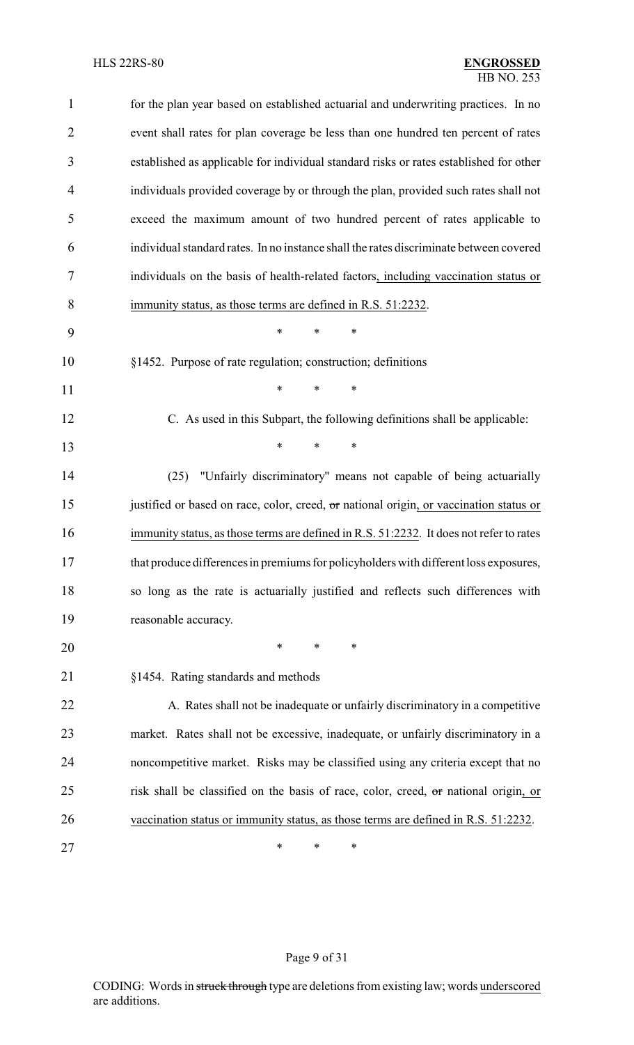for the plan year based on established actuarial and underwriting practices. In no event shall rates for plan coverage be less than one hundred ten percent of rates established as applicable for individual standard risks or rates established for other individuals provided coverage by or through the plan, provided such rates shall not exceed the maximum amount of two hundred percent of rates applicable to individual standard rates. In no instance shall the rates discriminate between covered individuals on the basis of health-related factors, including vaccination status or immunity status, as those terms are defined in R.S. 51:2232.

\* \* \*

§1452. Purpose of rate regulation; construction; definitions

\* \* \*

C. As used in this Subpart, the following definitions shall be applicable:

\* \* \*

(25) "Unfairly discriminatory" means not capable of being actuarially justified or based on race, color, creed, ~~or~~ national origin, or vaccination status or immunity status, as those terms are defined in R.S. 51:2232. It does not refer to rates that produce differences in premiums for policyholders with different loss exposures, so long as the rate is actuarially justified and reflects such differences with reasonable accuracy.

\* \* \*

§1454. Rating standards and methods

A. Rates shall not be inadequate or unfairly discriminatory in a competitive market. Rates shall not be excessive, inadequate, or unfairly discriminatory in a noncompetitive market. Risks may be classified using any criteria except that no risk shall be classified on the basis of race, color, creed, ~~or~~ national origin, or vaccination status or immunity status, as those terms are defined in R.S. 51:2232.

\* \* \*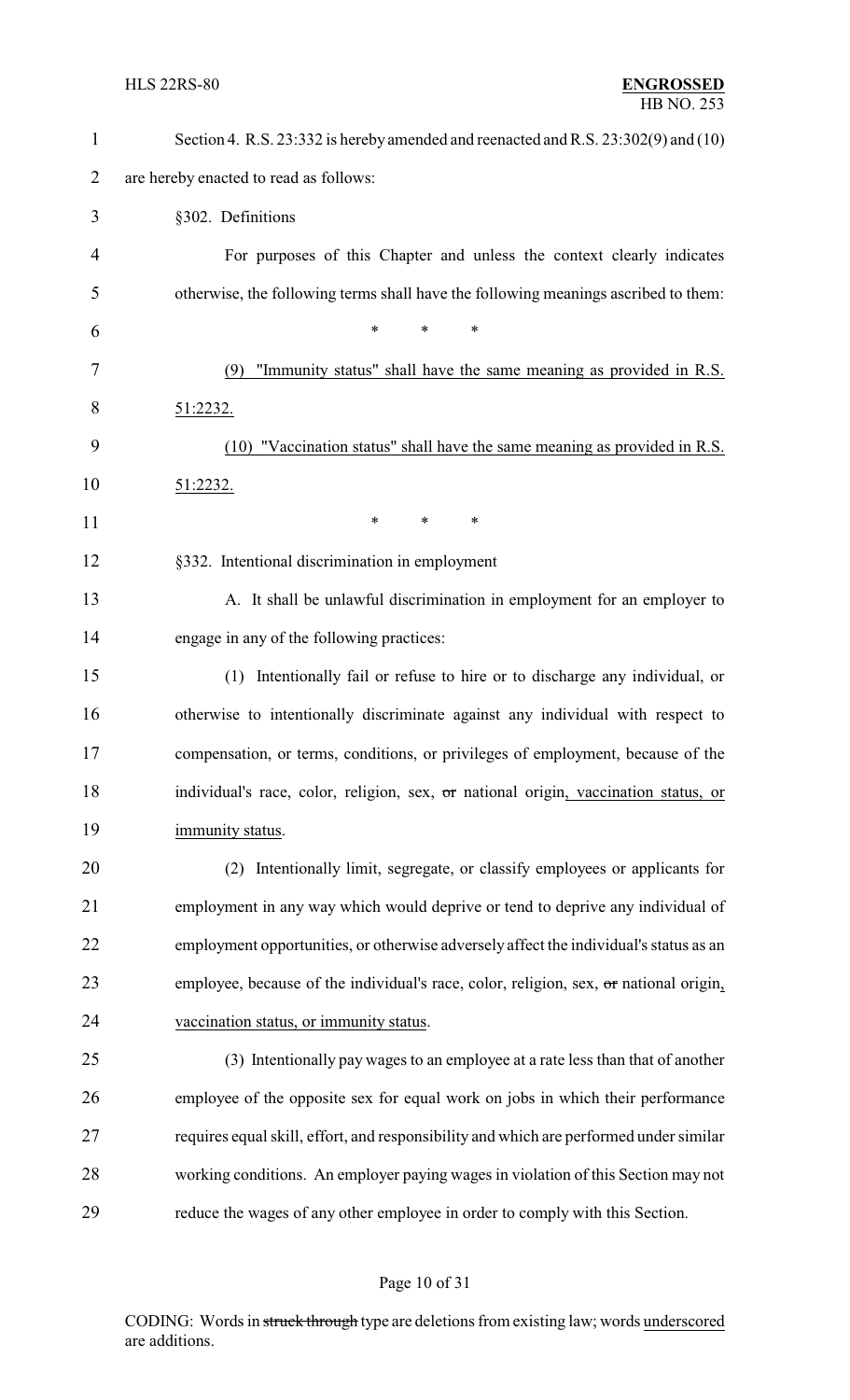Section 4. R.S. 23:332 is hereby amended and reenacted and R.S. 23:302(9) and (10) are hereby enacted to read as follows:

§302. Definitions

For purposes of this Chapter and unless the context clearly indicates otherwise, the following terms shall have the following meanings ascribed to them:

\* \* \*

(9) "Immunity status" shall have the same meaning as provided in R.S. 51:2232.

(10) "Vaccination status" shall have the same meaning as provided in R.S. 51:2232.

\* \* \*

§332. Intentional discrimination in employment

A. It shall be unlawful discrimination in employment for an employer to engage in any of the following practices:

(1) Intentionally fail or refuse to hire or to discharge any individual, or otherwise to intentionally discriminate against any individual with respect to compensation, or terms, conditions, or privileges of employment, because of the individual's race, color, religion, sex, ~~or~~ national origin, vaccination status, or immunity status.

(2) Intentionally limit, segregate, or classify employees or applicants for employment in any way which would deprive or tend to deprive any individual of employment opportunities, or otherwise adversely affect the individual's status as an employee, because of the individual's race, color, religion, sex, ~~or~~ national origin, vaccination status, or immunity status.

(3) Intentionally pay wages to an employee at a rate less than that of another employee of the opposite sex for equal work on jobs in which their performance requires equal skill, effort, and responsibility and which are performed under similar working conditions. An employer paying wages in violation of this Section may not reduce the wages of any other employee in order to comply with this Section.

CODING: Words in ~~struck through~~ type are deletions from existing law; words underscored are additions.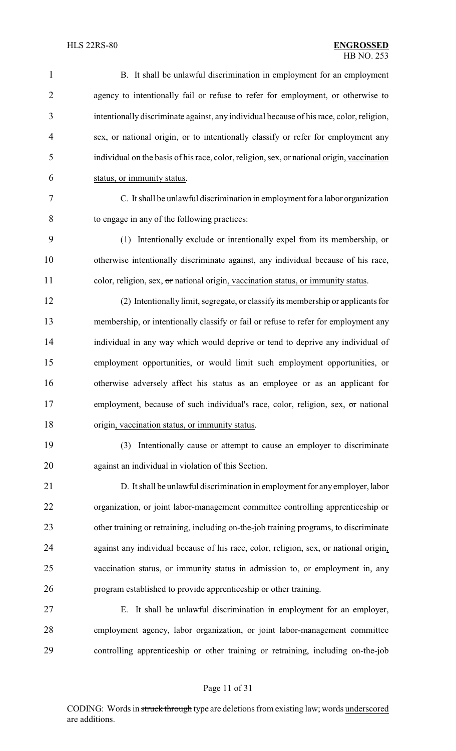B. It shall be unlawful discrimination in employment for an employment agency to intentionally fail or refuse to refer for employment, or otherwise to intentionally discriminate against, any individual because of his race, color, religion, sex, or national origin, or to intentionally classify or refer for employment any individual on the basis of his race, color, religion, sex, ~~or~~ national origin, vaccination status, or immunity status.

C. It shall be unlawful discrimination in employment for a labor organization to engage in any of the following practices:

(1) Intentionally exclude or intentionally expel from its membership, or otherwise intentionally discriminate against, any individual because of his race, color, religion, sex, ~~or~~ national origin, vaccination status, or immunity status.

(2) Intentionally limit, segregate, or classify its membership or applicants for membership, or intentionally classify or fail or refuse to refer for employment any individual in any way which would deprive or tend to deprive any individual of employment opportunities, or would limit such employment opportunities, or otherwise adversely affect his status as an employee or as an applicant for employment, because of such individual's race, color, religion, sex, ~~or~~ national origin, vaccination status, or immunity status.

(3) Intentionally cause or attempt to cause an employer to discriminate against an individual in violation of this Section.

D. It shall be unlawful discrimination in employment for any employer, labor organization, or joint labor-management committee controlling apprenticeship or other training or retraining, including on-the-job training programs, to discriminate against any individual because of his race, color, religion, sex, ~~or~~ national origin, vaccination status, or immunity status in admission to, or employment in, any program established to provide apprenticeship or other training.

E. It shall be unlawful discrimination in employment for an employer, employment agency, labor organization, or joint labor-management committee controlling apprenticeship or other training or retraining, including on-the-job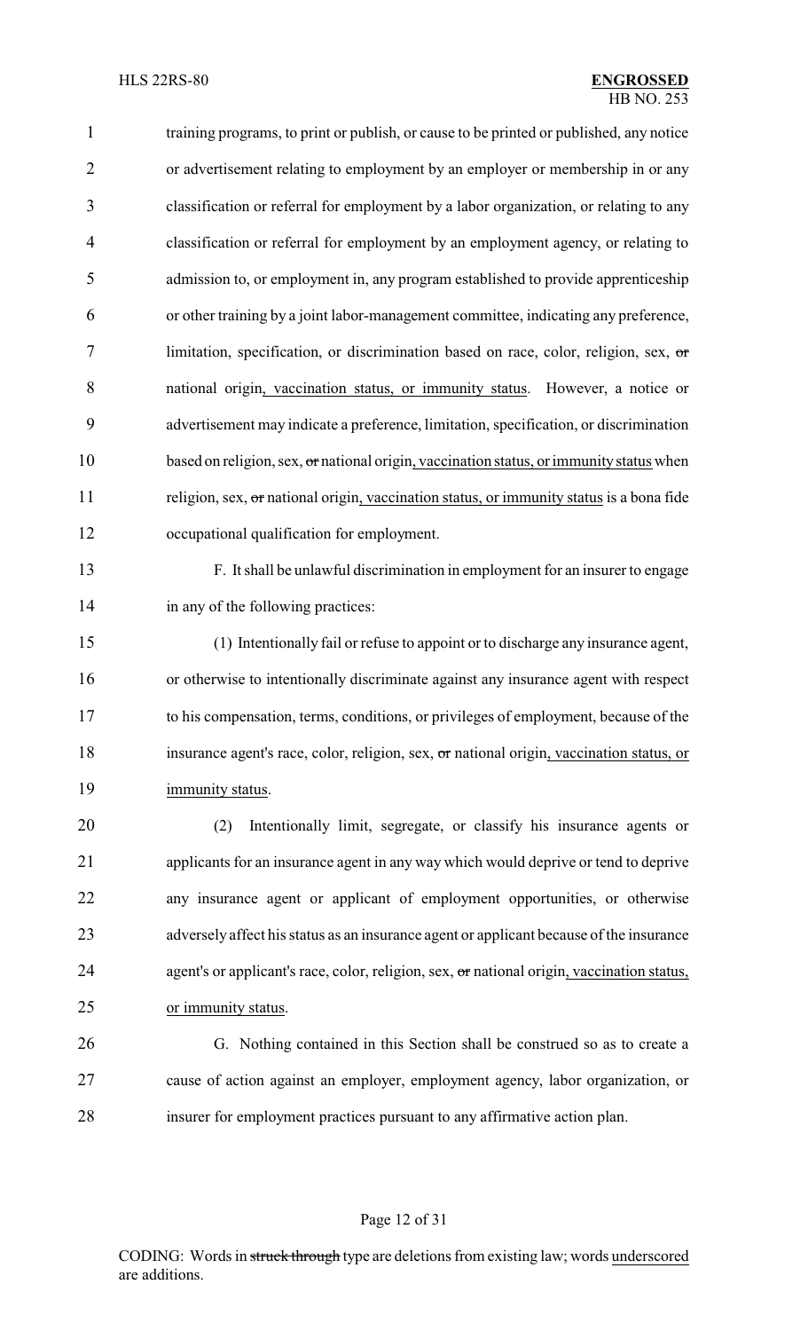training programs, to print or publish, or cause to be printed or published, any notice or advertisement relating to employment by an employer or membership in or any classification or referral for employment by a labor organization, or relating to any classification or referral for employment by an employment agency, or relating to admission to, or employment in, any program established to provide apprenticeship or other training by a joint labor-management committee, indicating any preference, limitation, specification, or discrimination based on race, color, religion, sex, ~~or~~ national origin, vaccination status, or immunity status. However, a notice or advertisement may indicate a preference, limitation, specification, or discrimination based on religion, sex, ~~or~~ national origin, vaccination status, or immunity status when religion, sex, ~~or~~ national origin, vaccination status, or immunity status is a bona fide occupational qualification for employment.

F. It shall be unlawful discrimination in employment for an insurer to engage in any of the following practices:

(1) Intentionally fail or refuse to appoint or to discharge any insurance agent, or otherwise to intentionally discriminate against any insurance agent with respect to his compensation, terms, conditions, or privileges of employment, because of the insurance agent's race, color, religion, sex, ~~or~~ national origin, vaccination status, or immunity status.

(2) Intentionally limit, segregate, or classify his insurance agents or applicants for an insurance agent in any way which would deprive or tend to deprive any insurance agent or applicant of employment opportunities, or otherwise adversely affect his status as an insurance agent or applicant because of the insurance agent's or applicant's race, color, religion, sex, ~~or~~ national origin, vaccination status, or immunity status.

G. Nothing contained in this Section shall be construed so as to create a cause of action against an employer, employment agency, labor organization, or insurer for employment practices pursuant to any affirmative action plan.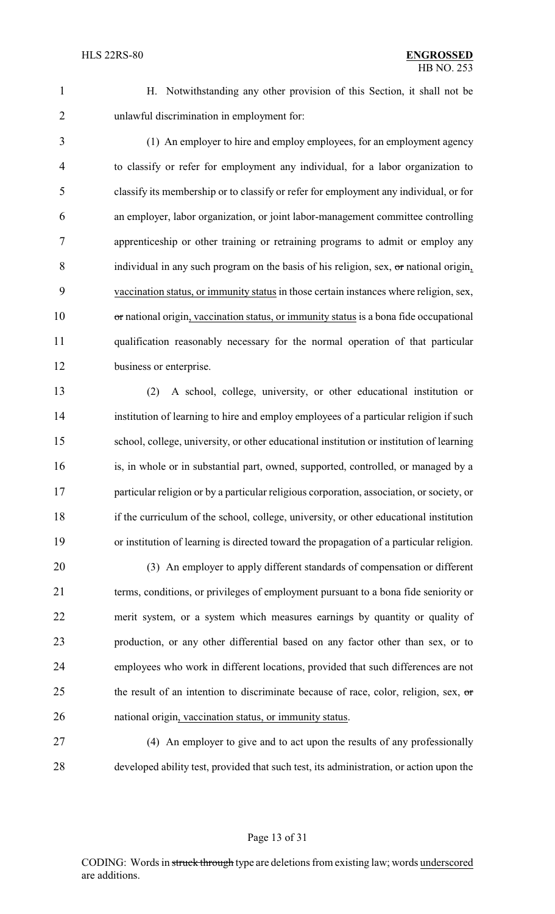H. Notwithstanding any other provision of this Section, it shall not be unlawful discrimination in employment for:

(1) An employer to hire and employ employees, for an employment agency to classify or refer for employment any individual, for a labor organization to classify its membership or to classify or refer for employment any individual, or for an employer, labor organization, or joint labor-management committee controlling apprenticeship or other training or retraining programs to admit or employ any individual in any such program on the basis of his religion, sex, ~~or~~ national origin, vaccination status, or immunity status in those certain instances where religion, sex, ~~or~~ national origin, vaccination status, or immunity status is a bona fide occupational qualification reasonably necessary for the normal operation of that particular business or enterprise.

(2) A school, college, university, or other educational institution or institution of learning to hire and employ employees of a particular religion if such school, college, university, or other educational institution or institution of learning is, in whole or in substantial part, owned, supported, controlled, or managed by a particular religion or by a particular religious corporation, association, or society, or if the curriculum of the school, college, university, or other educational institution or institution of learning is directed toward the propagation of a particular religion.

(3) An employer to apply different standards of compensation or different terms, conditions, or privileges of employment pursuant to a bona fide seniority or merit system, or a system which measures earnings by quantity or quality of production, or any other differential based on any factor other than sex, or to employees who work in different locations, provided that such differences are not the result of an intention to discriminate because of race, color, religion, sex, ~~or~~ national origin, vaccination status, or immunity status.

(4) An employer to give and to act upon the results of any professionally developed ability test, provided that such test, its administration, or action upon the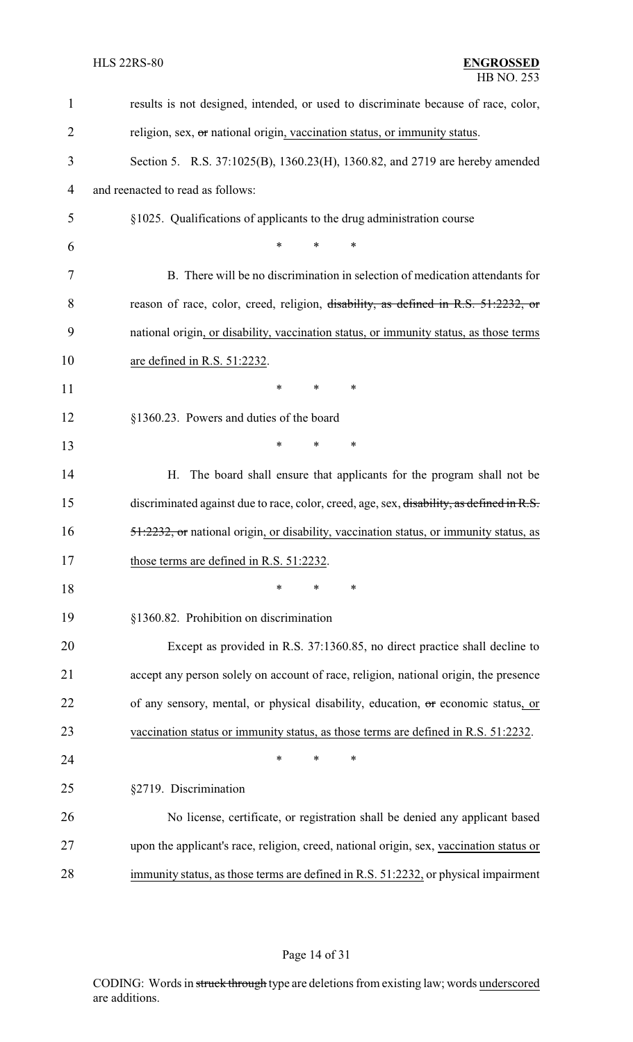results is not designed, intended, or used to discriminate because of race, color, religion, sex, ~~or~~ national origin, vaccination status, or immunity status.

Section 5. R.S. 37:1025(B), 1360.23(H), 1360.82, and 2719 are hereby amended and reenacted to read as follows:

§1025. Qualifications of applicants to the drug administration course

\* \* \*

B. There will be no discrimination in selection of medication attendants for reason of race, color, creed, religion, ~~disability, as defined in R.S. 51:2232, or~~ national origin, or disability, vaccination status, or immunity status, as those terms are defined in R.S. 51:2232.

\* \* \*

§1360.23. Powers and duties of the board

\* \* \*

H. The board shall ensure that applicants for the program shall not be discriminated against due to race, color, creed, age, sex, ~~disability, as defined in R.S. 51:2232, or~~ national origin, or disability, vaccination status, or immunity status, as those terms are defined in R.S. 51:2232.

\* \* \*

§1360.82. Prohibition on discrimination

Except as provided in R.S. 37:1360.85, no direct practice shall decline to accept any person solely on account of race, religion, national origin, the presence of any sensory, mental, or physical disability, education, ~~or~~ economic status, or vaccination status or immunity status, as those terms are defined in R.S. 51:2232.

\* \* \*

§2719. Discrimination

No license, certificate, or registration shall be denied any applicant based upon the applicant's race, religion, creed, national origin, sex, vaccination status or immunity status, as those terms are defined in R.S. 51:2232, or physical impairment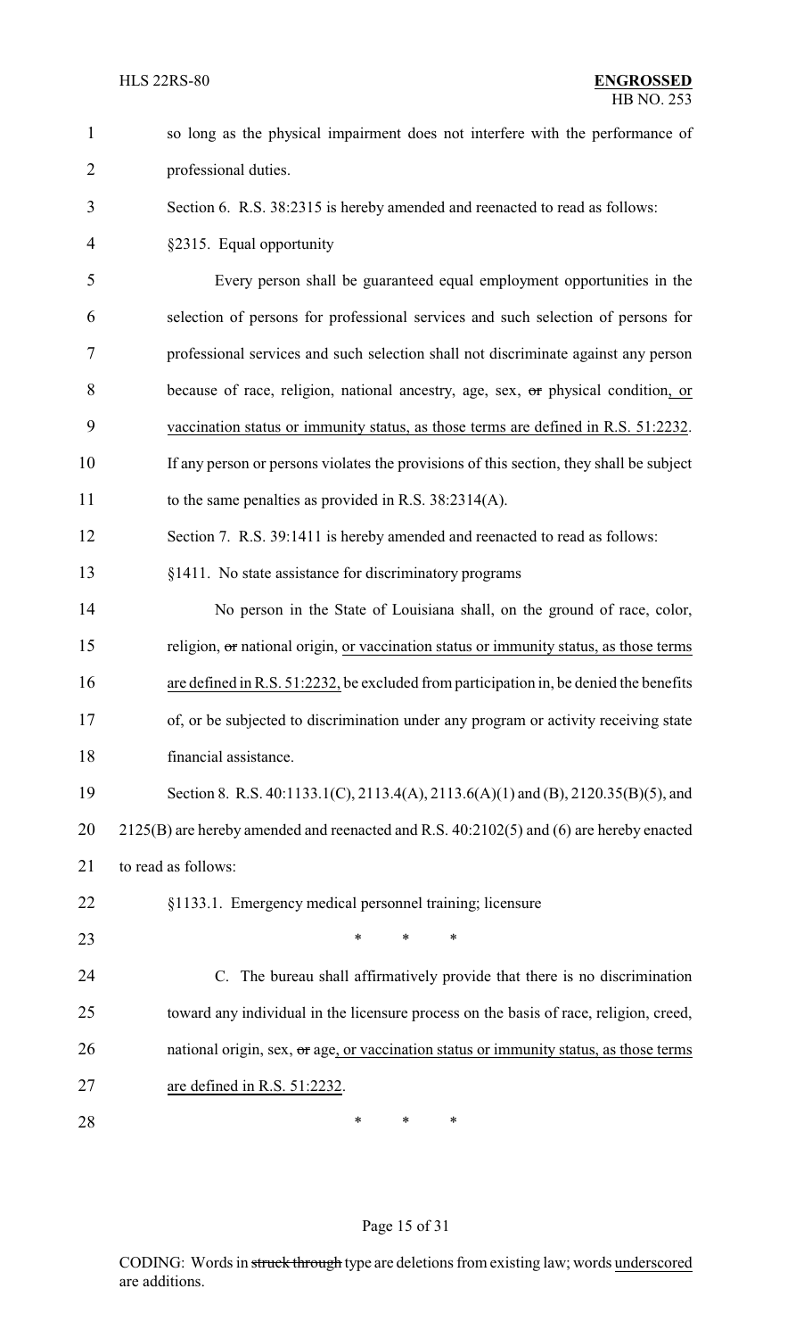so long as the physical impairment does not interfere with the performance of professional duties.

Section 6. R.S. 38:2315 is hereby amended and reenacted to read as follows:

§2315. Equal opportunity

Every person shall be guaranteed equal employment opportunities in the selection of persons for professional services and such selection of persons for professional services and such selection shall not discriminate against any person because of race, religion, national ancestry, age, sex, ~~or~~ physical condition, or vaccination status or immunity status, as those terms are defined in R.S. 51:2232. If any person or persons violates the provisions of this section, they shall be subject to the same penalties as provided in R.S. 38:2314(A).

Section 7. R.S. 39:1411 is hereby amended and reenacted to read as follows:

§1411. No state assistance for discriminatory programs

No person in the State of Louisiana shall, on the ground of race, color, religion, ~~or~~ national origin, or vaccination status or immunity status, as those terms are defined in R.S. 51:2232, be excluded from participation in, be denied the benefits of, or be subjected to discrimination under any program or activity receiving state financial assistance.

Section 8. R.S. 40:1133.1(C), 2113.4(A), 2113.6(A)(1) and (B), 2120.35(B)(5), and 2125(B) are hereby amended and reenacted and R.S. 40:2102(5) and (6) are hereby enacted to read as follows:

§1133.1. Emergency medical personnel training; licensure

\* \* \*

C. The bureau shall affirmatively provide that there is no discrimination toward any individual in the licensure process on the basis of race, religion, creed, national origin, sex, ~~or~~ age, or vaccination status or immunity status, as those terms are defined in R.S. 51:2232.

\* \* \*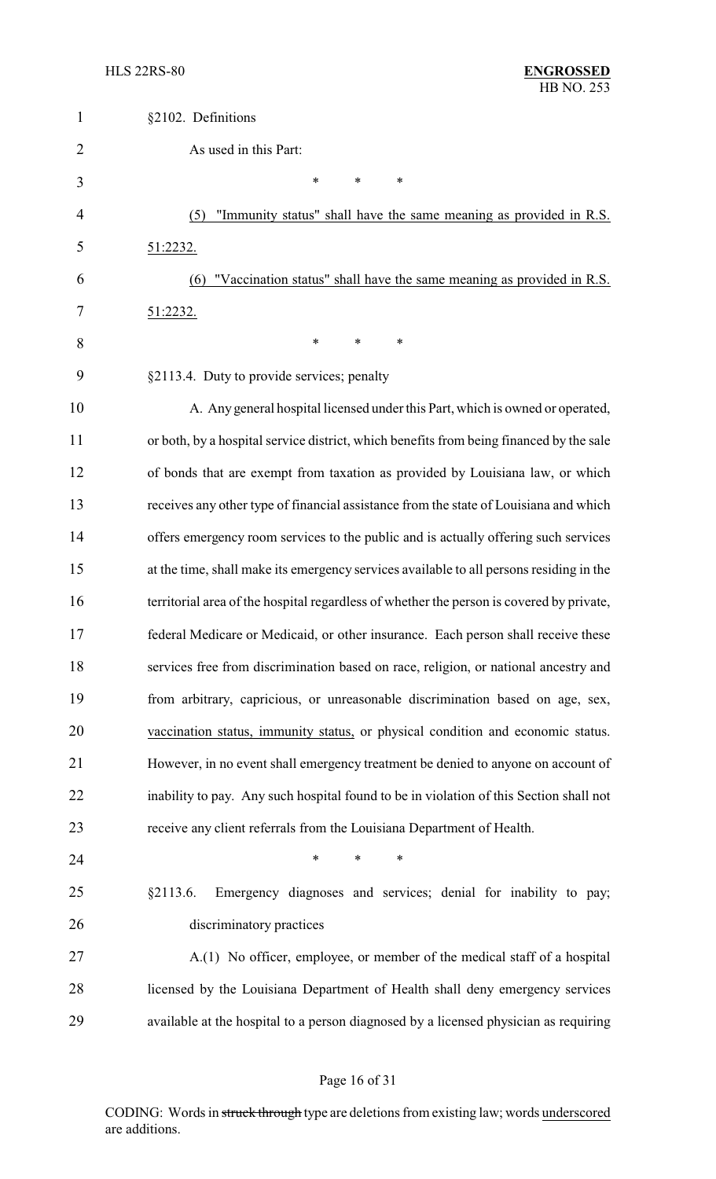§2102. Definitions

As used in this Part:

\* \* \*

(5) "Immunity status" shall have the same meaning as provided in R.S. 51:2232.

(6) "Vaccination status" shall have the same meaning as provided in R.S. 51:2232.

\* \* \*

§2113.4. Duty to provide services; penalty

A. Any general hospital licensed under this Part, which is owned or operated, or both, by a hospital service district, which benefits from being financed by the sale of bonds that are exempt from taxation as provided by Louisiana law, or which receives any other type of financial assistance from the state of Louisiana and which offers emergency room services to the public and is actually offering such services at the time, shall make its emergency services available to all persons residing in the territorial area of the hospital regardless of whether the person is covered by private, federal Medicare or Medicaid, or other insurance. Each person shall receive these services free from discrimination based on race, religion, or national ancestry and from arbitrary, capricious, or unreasonable discrimination based on age, sex, vaccination status, immunity status, or physical condition and economic status. However, in no event shall emergency treatment be denied to anyone on account of inability to pay. Any such hospital found to be in violation of this Section shall not receive any client referrals from the Louisiana Department of Health.

\* \* \*

§2113.6. Emergency diagnoses and services; denial for inability to pay; discriminatory practices

A.(1) No officer, employee, or member of the medical staff of a hospital licensed by the Louisiana Department of Health shall deny emergency services available at the hospital to a person diagnosed by a licensed physician as requiring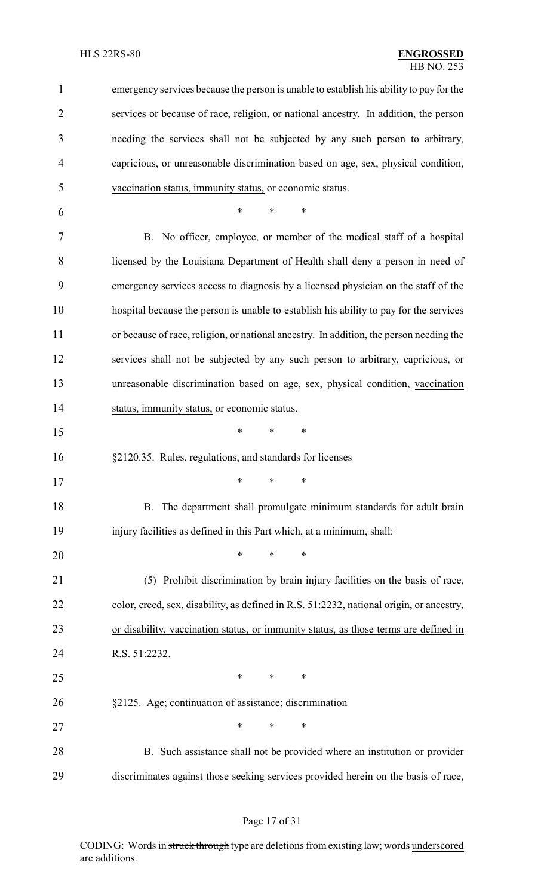emergency services because the person is unable to establish his ability to pay for the services or because of race, religion, or national ancestry. In addition, the person needing the services shall not be subjected by any such person to arbitrary, capricious, or unreasonable discrimination based on age, sex, physical condition, <u>vaccination status, immunity status,</u> or economic status.

\* \* \*

B. No officer, employee, or member of the medical staff of a hospital licensed by the Louisiana Department of Health shall deny a person in need of emergency services access to diagnosis by a licensed physician on the staff of the hospital because the person is unable to establish his ability to pay for the services or because of race, religion, or national ancestry. In addition, the person needing the services shall not be subjected by any such person to arbitrary, capricious, or unreasonable discrimination based on age, sex, physical condition, <u>vaccination status, immunity status,</u> or economic status.

\* \* \*

§2120.35. Rules, regulations, and standards for licenses

\* \* \*

B. The department shall promulgate minimum standards for adult brain injury facilities as defined in this Part which, at a minimum, shall:

\* \* \*

(5) Prohibit discrimination by brain injury facilities on the basis of race, color, creed, sex, ~~disability, as defined in R.S. 51:2232,~~ national origin, ~~or~~ ancestry<u>, or disability, vaccination status, or immunity status, as those terms are defined in R.S. 51:2232</u>.

\* \* \*

§2125. Age; continuation of assistance; discrimination

\* \* \*

B. Such assistance shall not be provided where an institution or provider discriminates against those seeking services provided herein on the basis of race,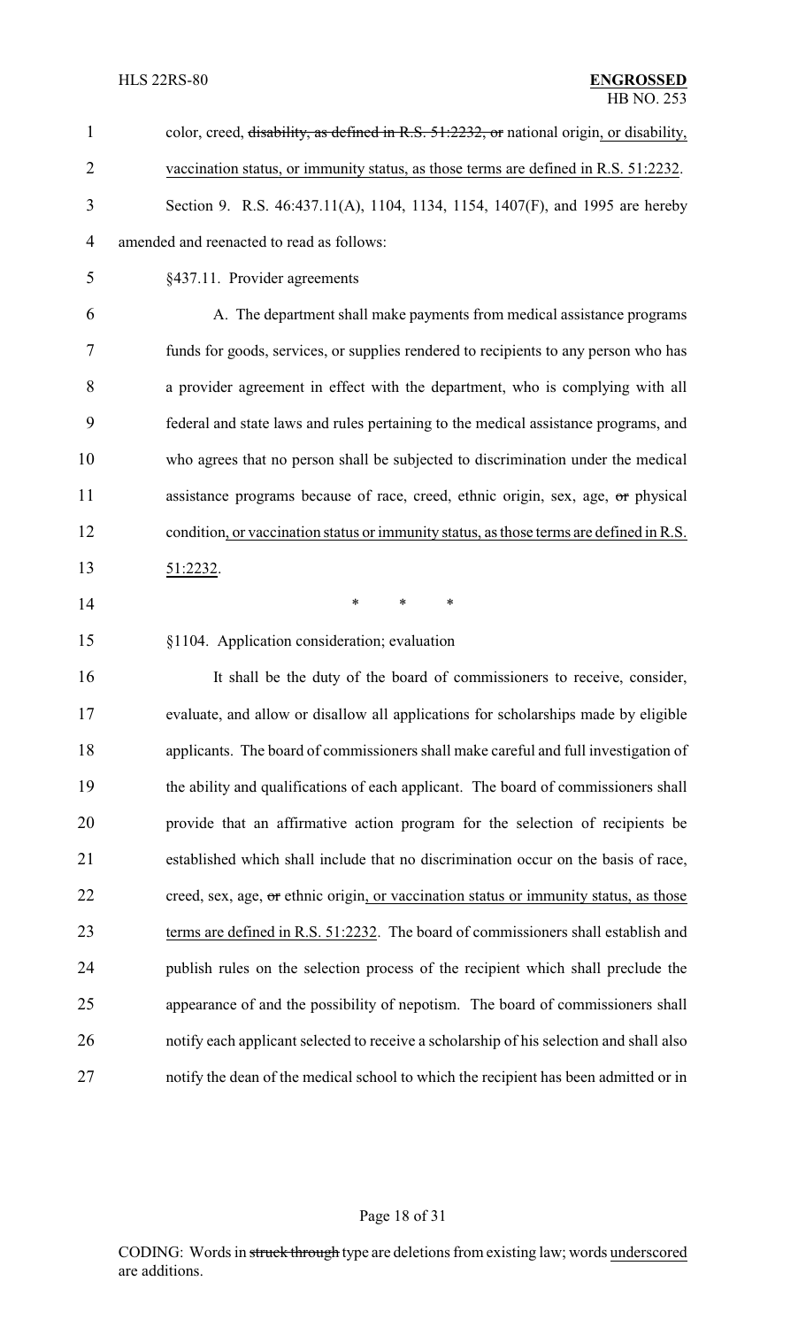color, creed, ~~disability, as defined in R.S. 51:2232, or~~ national origin, or disability, vaccination status, or immunity status, as those terms are defined in R.S. 51:2232.

Section 9. R.S. 46:437.11(A), 1104, 1134, 1154, 1407(F), and 1995 are hereby amended and reenacted to read as follows:

§437.11. Provider agreements

A. The department shall make payments from medical assistance programs funds for goods, services, or supplies rendered to recipients to any person who has a provider agreement in effect with the department, who is complying with all federal and state laws and rules pertaining to the medical assistance programs, and who agrees that no person shall be subjected to discrimination under the medical assistance programs because of race, creed, ethnic origin, sex, age, ~~or~~ physical condition, or vaccination status or immunity status, as those terms are defined in R.S. 51:2232.

\* \* \*

§1104. Application consideration; evaluation

It shall be the duty of the board of commissioners to receive, consider, evaluate, and allow or disallow all applications for scholarships made by eligible applicants. The board of commissioners shall make careful and full investigation of the ability and qualifications of each applicant. The board of commissioners shall provide that an affirmative action program for the selection of recipients be established which shall include that no discrimination occur on the basis of race, creed, sex, age, ~~or~~ ethnic origin, or vaccination status or immunity status, as those terms are defined in R.S. 51:2232. The board of commissioners shall establish and publish rules on the selection process of the recipient which shall preclude the appearance of and the possibility of nepotism. The board of commissioners shall notify each applicant selected to receive a scholarship of his selection and shall also notify the dean of the medical school to which the recipient has been admitted or in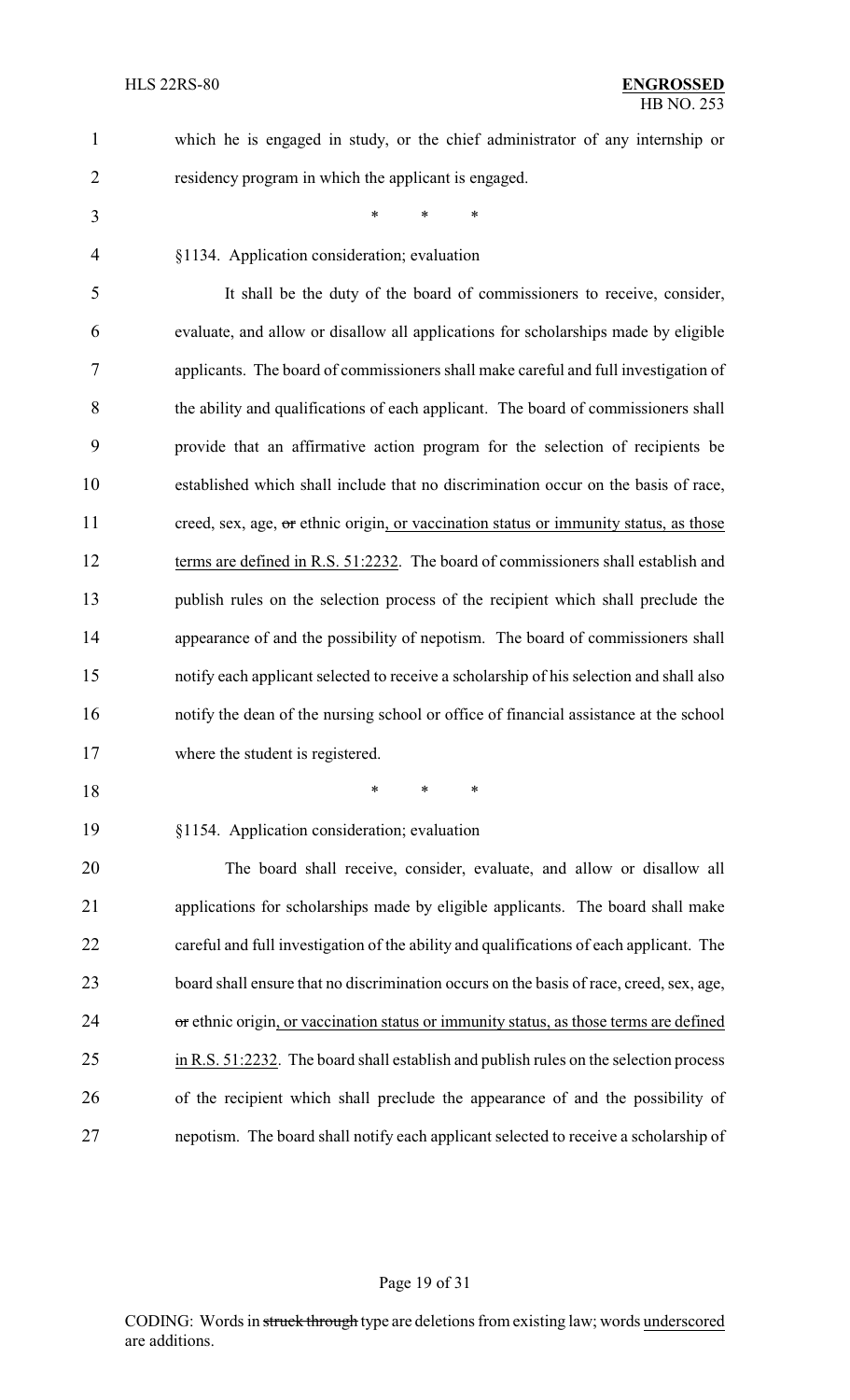which he is engaged in study, or the chief administrator of any internship or residency program in which the applicant is engaged.

\* \* \*

§1134. Application consideration; evaluation

It shall be the duty of the board of commissioners to receive, consider, evaluate, and allow or disallow all applications for scholarships made by eligible applicants. The board of commissioners shall make careful and full investigation of the ability and qualifications of each applicant. The board of commissioners shall provide that an affirmative action program for the selection of recipients be established which shall include that no discrimination occur on the basis of race, creed, sex, age, ~~or~~ ethnic origin, or vaccination status or immunity status, as those terms are defined in R.S. 51:2232. The board of commissioners shall establish and publish rules on the selection process of the recipient which shall preclude the appearance of and the possibility of nepotism. The board of commissioners shall notify each applicant selected to receive a scholarship of his selection and shall also notify the dean of the nursing school or office of financial assistance at the school where the student is registered.

\* \* \*

§1154. Application consideration; evaluation

The board shall receive, consider, evaluate, and allow or disallow all applications for scholarships made by eligible applicants. The board shall make careful and full investigation of the ability and qualifications of each applicant. The board shall ensure that no discrimination occurs on the basis of race, creed, sex, age, ~~or~~ ethnic origin, or vaccination status or immunity status, as those terms are defined in R.S. 51:2232. The board shall establish and publish rules on the selection process of the recipient which shall preclude the appearance of and the possibility of nepotism. The board shall notify each applicant selected to receive a scholarship of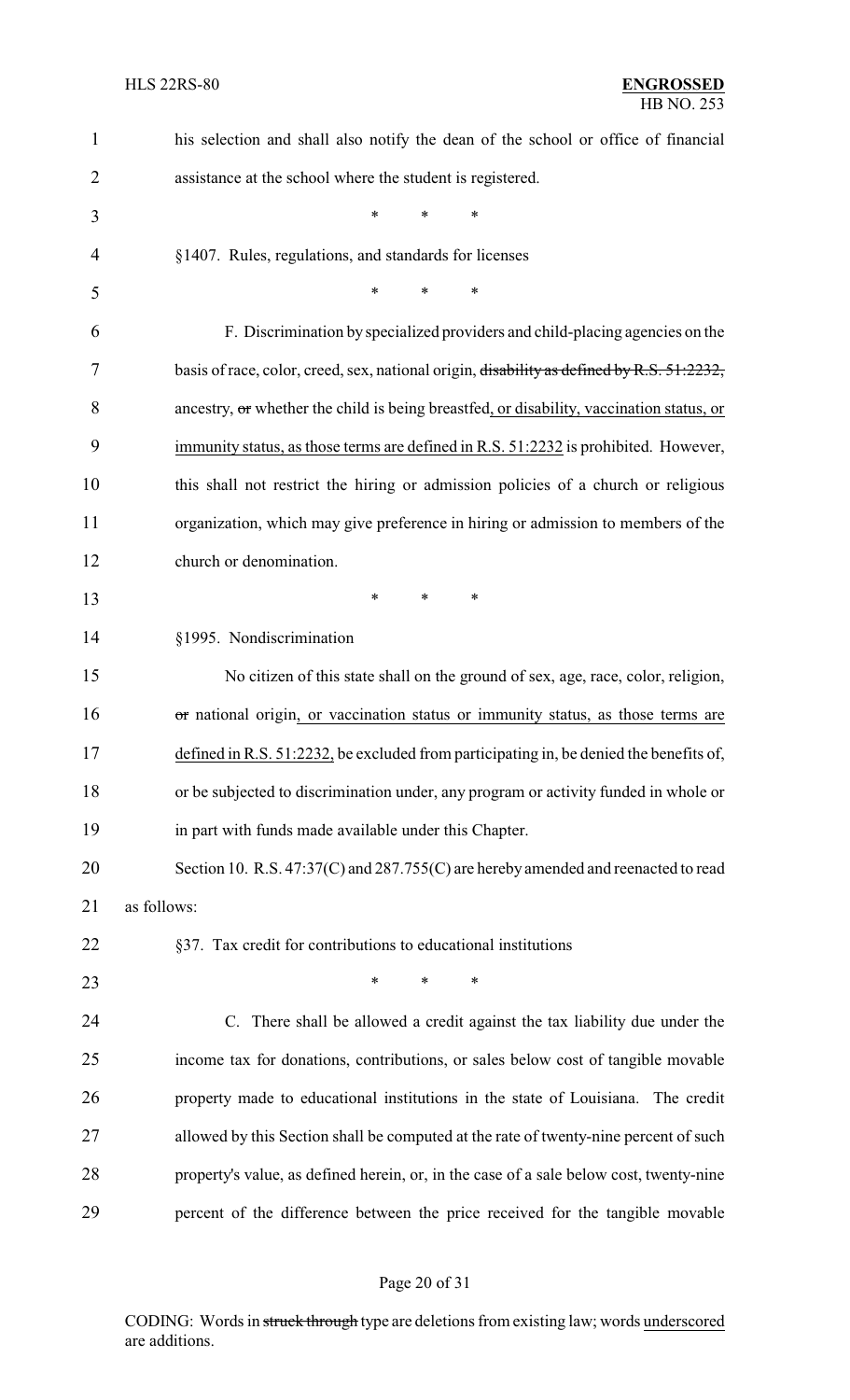his selection and shall also notify the dean of the school or office of financial assistance at the school where the student is registered.

\* \* \*

§1407. Rules, regulations, and standards for licenses

\* \* \*

F. Discrimination by specialized providers and child-placing agencies on the basis of race, color, creed, sex, national origin, ~~disability as defined by R.S. 51:2232,~~ ancestry, ~~or~~ whether the child is being breastfed, <u>or disability, vaccination status, or immunity status, as those terms are defined in R.S. 51:2232</u> is prohibited. However, this shall not restrict the hiring or admission policies of a church or religious organization, which may give preference in hiring or admission to members of the church or denomination.

\* \* \*

§1995. Nondiscrimination

No citizen of this state shall on the ground of sex, age, race, color, religion, ~~or~~ national origin, <u>or vaccination status or immunity status, as those terms are defined in R.S. 51:2232,</u> be excluded from participating in, be denied the benefits of, or be subjected to discrimination under, any program or activity funded in whole or in part with funds made available under this Chapter.

Section 10. R.S. 47:37(C) and 287.755(C) are hereby amended and reenacted to read as follows:

§37. Tax credit for contributions to educational institutions

\* \* \*

C. There shall be allowed a credit against the tax liability due under the income tax for donations, contributions, or sales below cost of tangible movable property made to educational institutions in the state of Louisiana. The credit allowed by this Section shall be computed at the rate of twenty-nine percent of such property's value, as defined herein, or, in the case of a sale below cost, twenty-nine percent of the difference between the price received for the tangible movable

CODING: Words in ~~struck through~~ type are deletions from existing law; words <u>underscored</u> are additions.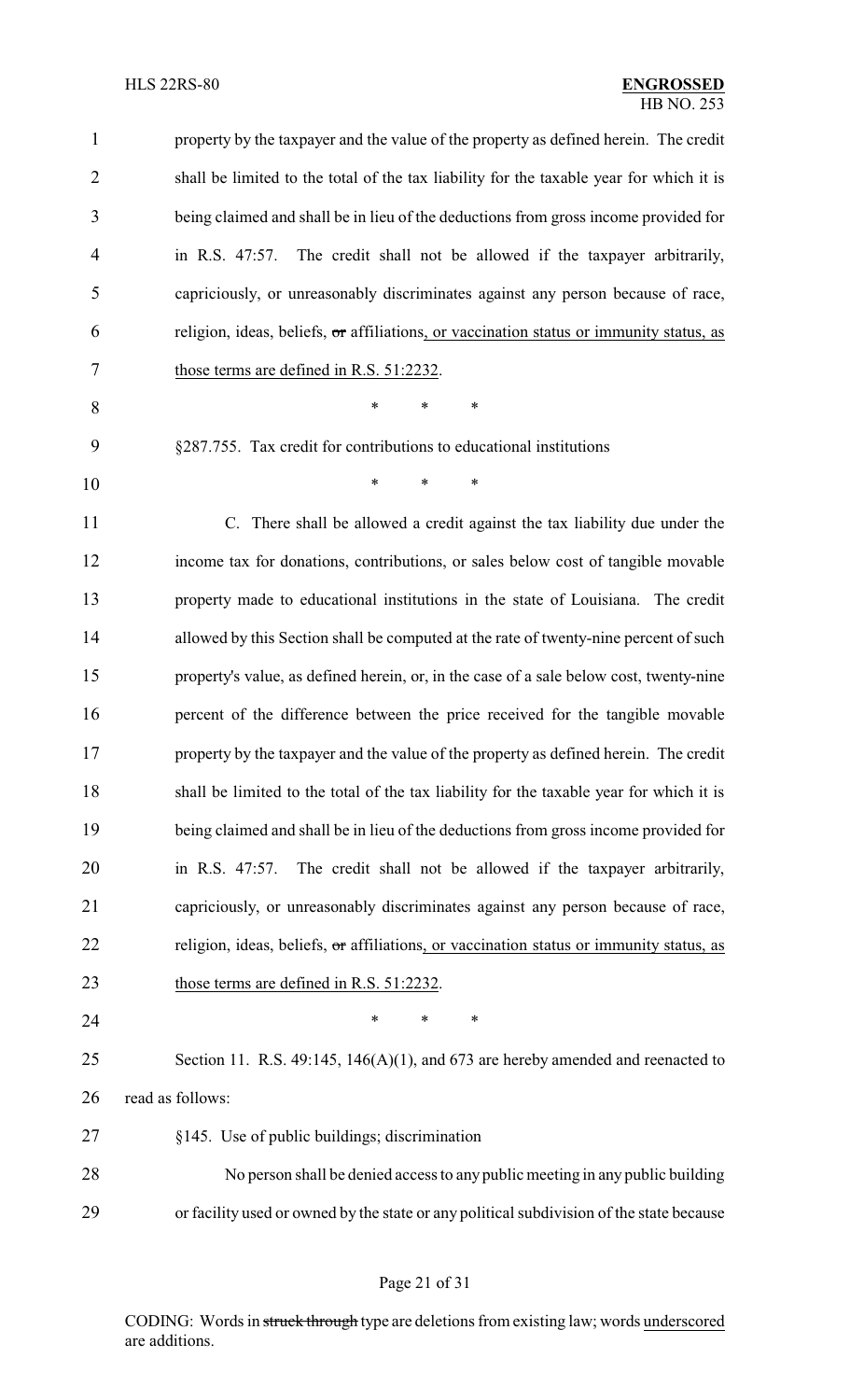property by the taxpayer and the value of the property as defined herein. The credit shall be limited to the total of the tax liability for the taxable year for which it is being claimed and shall be in lieu of the deductions from gross income provided for in R.S. 47:57. The credit shall not be allowed if the taxpayer arbitrarily, capriciously, or unreasonably discriminates against any person because of race, religion, ideas, beliefs, ~~or~~ affiliations, or vaccination status or immunity status, as those terms are defined in R.S. 51:2232.

\* \* \*

§287.755. Tax credit for contributions to educational institutions

\* \* \*

C. There shall be allowed a credit against the tax liability due under the income tax for donations, contributions, or sales below cost of tangible movable property made to educational institutions in the state of Louisiana. The credit allowed by this Section shall be computed at the rate of twenty-nine percent of such property's value, as defined herein, or, in the case of a sale below cost, twenty-nine percent of the difference between the price received for the tangible movable property by the taxpayer and the value of the property as defined herein. The credit shall be limited to the total of the tax liability for the taxable year for which it is being claimed and shall be in lieu of the deductions from gross income provided for in R.S. 47:57. The credit shall not be allowed if the taxpayer arbitrarily, capriciously, or unreasonably discriminates against any person because of race, religion, ideas, beliefs, ~~or~~ affiliations, or vaccination status or immunity status, as those terms are defined in R.S. 51:2232.

\* \* \*

Section 11. R.S. 49:145, 146(A)(1), and 673 are hereby amended and reenacted to read as follows:

§145. Use of public buildings; discrimination

No person shall be denied access to any public meeting in any public building or facility used or owned by the state or any political subdivision of the state because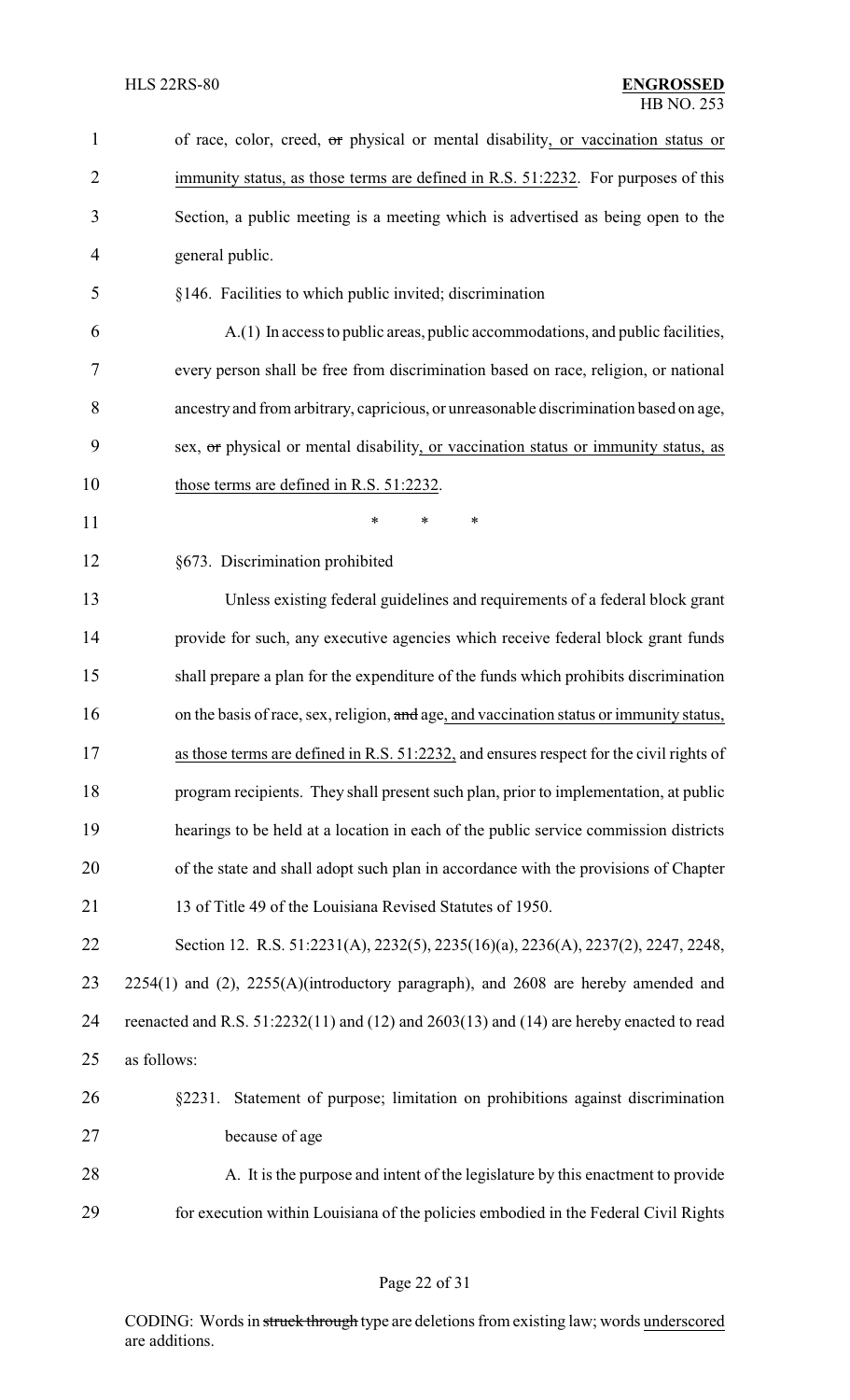of race, color, creed, ~~or~~ physical or mental disability, <u>or vaccination status or immunity status, as those terms are defined in R.S. 51:2232</u>. For purposes of this Section, a public meeting is a meeting which is advertised as being open to the general public.

§146. Facilities to which public invited; discrimination

A.(1) In access to public areas, public accommodations, and public facilities, every person shall be free from discrimination based on race, religion, or national ancestry and from arbitrary, capricious, or unreasonable discrimination based on age, sex, ~~or~~ physical or mental disability, <u>or vaccination status or immunity status, as those terms are defined in R.S. 51:2232</u>.

\* \* \*

§673. Discrimination prohibited

Unless existing federal guidelines and requirements of a federal block grant provide for such, any executive agencies which receive federal block grant funds shall prepare a plan for the expenditure of the funds which prohibits discrimination on the basis of race, sex, religion, ~~and~~ age, <u>and vaccination status or immunity status, as those terms are defined in R.S. 51:2232,</u> and ensures respect for the civil rights of program recipients. They shall present such plan, prior to implementation, at public hearings to be held at a location in each of the public service commission districts of the state and shall adopt such plan in accordance with the provisions of Chapter 13 of Title 49 of the Louisiana Revised Statutes of 1950.

Section 12. R.S. 51:2231(A), 2232(5), 2235(16)(a), 2236(A), 2237(2), 2247, 2248, 2254(1) and (2), 2255(A)(introductory paragraph), and 2608 are hereby amended and reenacted and R.S. 51:2232(11) and (12) and 2603(13) and (14) are hereby enacted to read as follows:

§2231. Statement of purpose; limitation on prohibitions against discrimination because of age

A. It is the purpose and intent of the legislature by this enactment to provide for execution within Louisiana of the policies embodied in the Federal Civil Rights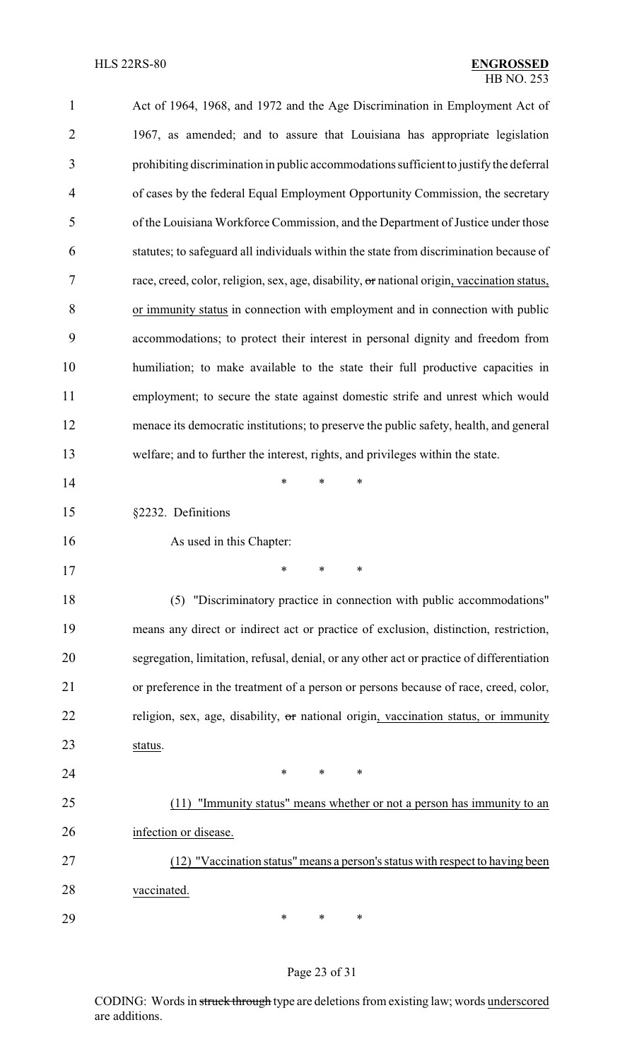Act of 1964, 1968, and 1972 and the Age Discrimination in Employment Act of 1967, as amended; and to assure that Louisiana has appropriate legislation prohibiting discrimination in public accommodations sufficient to justify the deferral of cases by the federal Equal Employment Opportunity Commission, the secretary of the Louisiana Workforce Commission, and the Department of Justice under those statutes; to safeguard all individuals within the state from discrimination because of race, creed, color, religion, sex, age, disability, ~~or~~ national origin, vaccination status, or immunity status in connection with employment and in connection with public accommodations; to protect their interest in personal dignity and freedom from humiliation; to make available to the state their full productive capacities in employment; to secure the state against domestic strife and unrest which would menace its democratic institutions; to preserve the public safety, health, and general welfare; and to further the interest, rights, and privileges within the state.

\* \* \*

§2232. Definitions

As used in this Chapter:

\* \* \*

(5) "Discriminatory practice in connection with public accommodations" means any direct or indirect act or practice of exclusion, distinction, restriction, segregation, limitation, refusal, denial, or any other act or practice of differentiation or preference in the treatment of a person or persons because of race, creed, color, religion, sex, age, disability, ~~or~~ national origin, vaccination status, or immunity status.

\* \* \*

(11) "Immunity status" means whether or not a person has immunity to an infection or disease.

(12) "Vaccination status" means a person's status with respect to having been vaccinated.

\* \* \*

CODING: Words in ~~struck through~~ type are deletions from existing law; words underscored are additions.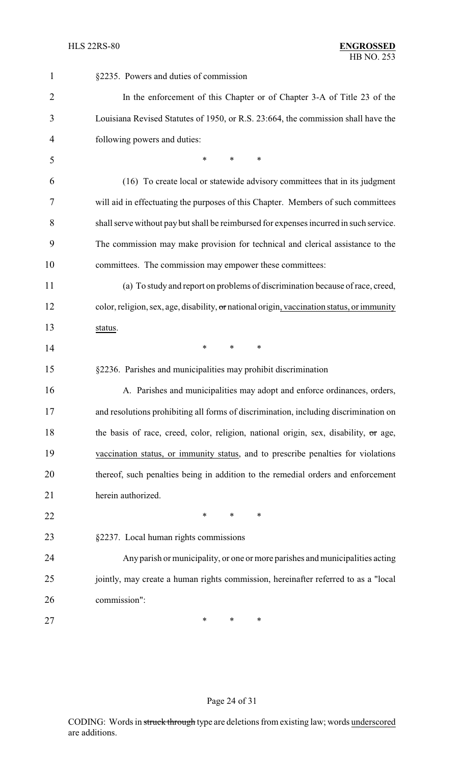§2235. Powers and duties of commission

In the enforcement of this Chapter or of Chapter 3-A of Title 23 of the Louisiana Revised Statutes of 1950, or R.S. 23:664, the commission shall have the following powers and duties:

\* \* \*

(16) To create local or statewide advisory committees that in its judgment will aid in effectuating the purposes of this Chapter. Members of such committees shall serve without pay but shall be reimbursed for expenses incurred in such service. The commission may make provision for technical and clerical assistance to the committees. The commission may empower these committees:

(a) To study and report on problems of discrimination because of race, creed, color, religion, sex, age, disability, ~~or~~ national origin, vaccination status, or immunity status.

\* \* \*

§2236. Parishes and municipalities may prohibit discrimination

A. Parishes and municipalities may adopt and enforce ordinances, orders, and resolutions prohibiting all forms of discrimination, including discrimination on the basis of race, creed, color, religion, national origin, sex, disability, ~~or~~ age, vaccination status, or immunity status, and to prescribe penalties for violations thereof, such penalties being in addition to the remedial orders and enforcement herein authorized.

\* \* \*

§2237. Local human rights commissions

Any parish or municipality, or one or more parishes and municipalities acting jointly, may create a human rights commission, hereinafter referred to as a "local commission":

\* \* \*

CODING: Words in ~~struck through~~ type are deletions from existing law; words underscored are additions.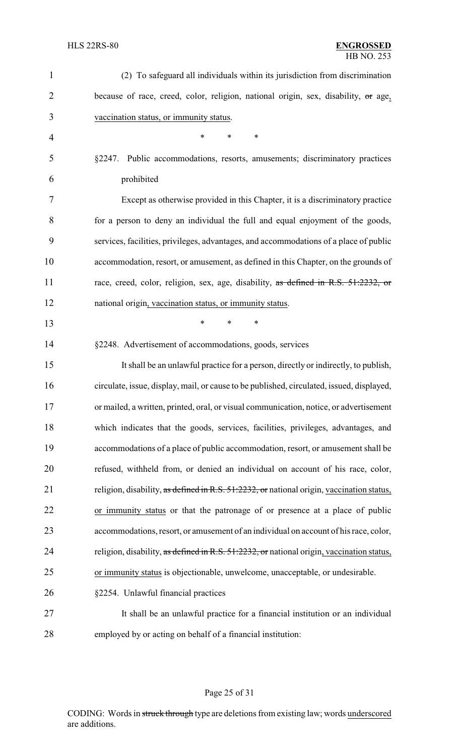(2) To safeguard all individuals within its jurisdiction from discrimination because of race, creed, color, religion, national origin, sex, disability, ~~or~~ age, vaccination status, or immunity status.

\* \* \*

§2247. Public accommodations, resorts, amusements; discriminatory practices prohibited

Except as otherwise provided in this Chapter, it is a discriminatory practice for a person to deny an individual the full and equal enjoyment of the goods, services, facilities, privileges, advantages, and accommodations of a place of public accommodation, resort, or amusement, as defined in this Chapter, on the grounds of race, creed, color, religion, sex, age, disability, ~~as defined in R.S. 51:2232, or~~ national origin, vaccination status, or immunity status.

\* \* \*

§2248. Advertisement of accommodations, goods, services

It shall be an unlawful practice for a person, directly or indirectly, to publish, circulate, issue, display, mail, or cause to be published, circulated, issued, displayed, or mailed, a written, printed, oral, or visual communication, notice, or advertisement which indicates that the goods, services, facilities, privileges, advantages, and accommodations of a place of public accommodation, resort, or amusement shall be refused, withheld from, or denied an individual on account of his race, color, religion, disability, ~~as defined in R.S. 51:2232, or~~ national origin, vaccination status, or immunity status or that the patronage of or presence at a place of public accommodations, resort, or amusement of an individual on account of his race, color, religion, disability, ~~as defined in R.S. 51:2232, or~~ national origin, vaccination status, or immunity status is objectionable, unwelcome, unacceptable, or undesirable.

§2254. Unlawful financial practices

It shall be an unlawful practice for a financial institution or an individual employed by or acting on behalf of a financial institution: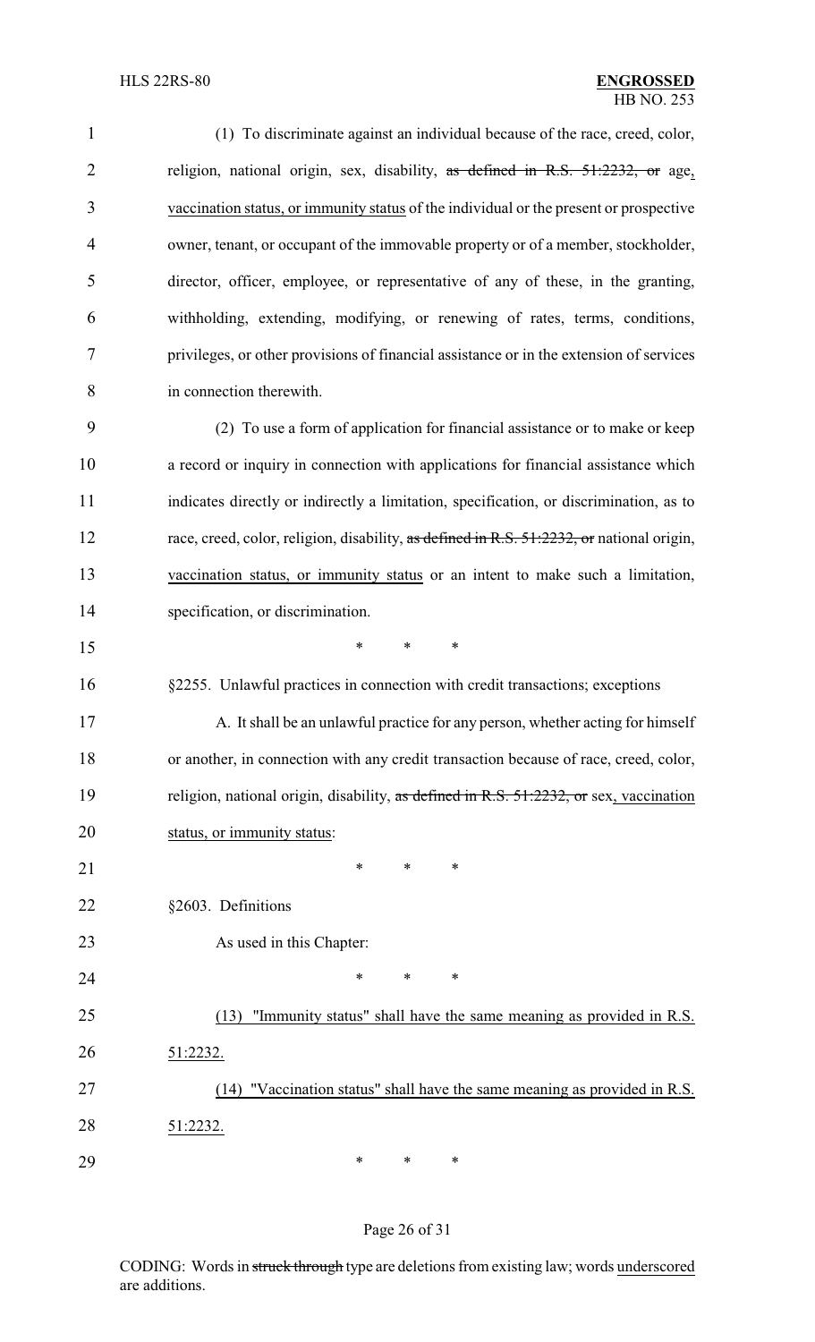(1) To discriminate against an individual because of the race, creed, color, religion, national origin, sex, disability, ~~as defined in R.S. 51:2232, or~~ age, vaccination status, or immunity status of the individual or the present or prospective owner, tenant, or occupant of the immovable property or of a member, stockholder, director, officer, employee, or representative of any of these, in the granting, withholding, extending, modifying, or renewing of rates, terms, conditions, privileges, or other provisions of financial assistance or in the extension of services in connection therewith.

(2) To use a form of application for financial assistance or to make or keep a record or inquiry in connection with applications for financial assistance which indicates directly or indirectly a limitation, specification, or discrimination, as to race, creed, color, religion, disability, ~~as defined in R.S. 51:2232, or~~ national origin, vaccination status, or immunity status or an intent to make such a limitation, specification, or discrimination.

\* \* \*

§2255. Unlawful practices in connection with credit transactions; exceptions

A. It shall be an unlawful practice for any person, whether acting for himself or another, in connection with any credit transaction because of race, creed, color, religion, national origin, disability, ~~as defined in R.S. 51:2232, or~~ sex, vaccination status, or immunity status:

\* \* \*

§2603. Definitions

As used in this Chapter:

\* \* \*

(13) "Immunity status" shall have the same meaning as provided in R.S. 51:2232.

(14) "Vaccination status" shall have the same meaning as provided in R.S. 51:2232.

\* \* \*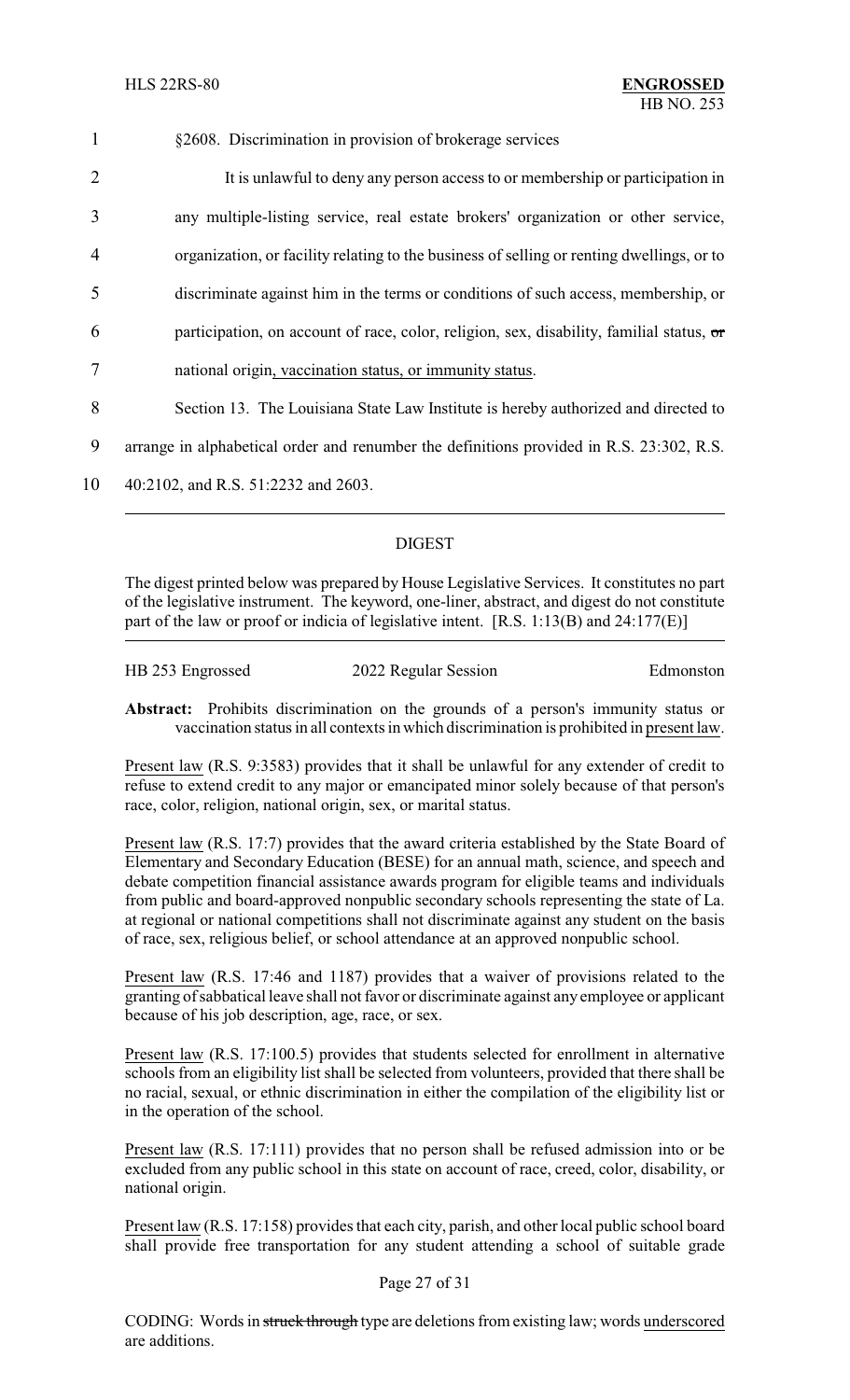§2608. Discrimination in provision of brokerage services

It is unlawful to deny any person access to or membership or participation in any multiple-listing service, real estate brokers' organization or other service, organization, or facility relating to the business of selling or renting dwellings, or to discriminate against him in the terms or conditions of such access, membership, or participation, on account of race, color, religion, sex, disability, familial status, ~~or~~ national origin, vaccination status, or immunity status.

Section 13. The Louisiana State Law Institute is hereby authorized and directed to arrange in alphabetical order and renumber the definitions provided in R.S. 23:302, R.S. 40:2102, and R.S. 51:2232 and 2603.

## DIGEST

The digest printed below was prepared by House Legislative Services. It constitutes no part of the legislative instrument. The keyword, one-liner, abstract, and digest do not constitute part of the law or proof or indicia of legislative intent. [R.S. 1:13(B) and 24:177(E)]

HB 253 Engrossed 2022 Regular Session Edmonston

**Abstract:** Prohibits discrimination on the grounds of a person's immunity status or vaccination status in all contexts in which discrimination is prohibited in present law.

Present law (R.S. 9:3583) provides that it shall be unlawful for any extender of credit to refuse to extend credit to any major or emancipated minor solely because of that person's race, color, religion, national origin, sex, or marital status.

Present law (R.S. 17:7) provides that the award criteria established by the State Board of Elementary and Secondary Education (BESE) for an annual math, science, and speech and debate competition financial assistance awards program for eligible teams and individuals from public and board-approved nonpublic secondary schools representing the state of La. at regional or national competitions shall not discriminate against any student on the basis of race, sex, religious belief, or school attendance at an approved nonpublic school.

Present law (R.S. 17:46 and 1187) provides that a waiver of provisions related to the granting of sabbatical leave shall not favor or discriminate against any employee or applicant because of his job description, age, race, or sex.

Present law (R.S. 17:100.5) provides that students selected for enrollment in alternative schools from an eligibility list shall be selected from volunteers, provided that there shall be no racial, sexual, or ethnic discrimination in either the compilation of the eligibility list or in the operation of the school.

Present law (R.S. 17:111) provides that no person shall be refused admission into or be excluded from any public school in this state on account of race, creed, color, disability, or national origin.

Present law (R.S. 17:158) provides that each city, parish, and other local public school board shall provide free transportation for any student attending a school of suitable grade

CODING: Words in ~~struck through~~ type are deletions from existing law; words underscored are additions.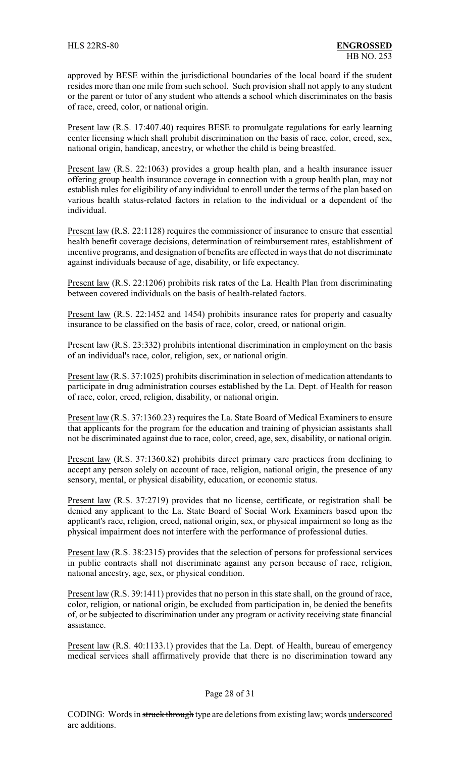approved by BESE within the jurisdictional boundaries of the local board if the student resides more than one mile from such school. Such provision shall not apply to any student or the parent or tutor of any student who attends a school which discriminates on the basis of race, creed, color, or national origin.

Present law (R.S. 17:407.40) requires BESE to promulgate regulations for early learning center licensing which shall prohibit discrimination on the basis of race, color, creed, sex, national origin, handicap, ancestry, or whether the child is being breastfed.

Present law (R.S. 22:1063) provides a group health plan, and a health insurance issuer offering group health insurance coverage in connection with a group health plan, may not establish rules for eligibility of any individual to enroll under the terms of the plan based on various health status-related factors in relation to the individual or a dependent of the individual.

Present law (R.S. 22:1128) requires the commissioner of insurance to ensure that essential health benefit coverage decisions, determination of reimbursement rates, establishment of incentive programs, and designation of benefits are effected in ways that do not discriminate against individuals because of age, disability, or life expectancy.

Present law (R.S. 22:1206) prohibits risk rates of the La. Health Plan from discriminating between covered individuals on the basis of health-related factors.

Present law (R.S. 22:1452 and 1454) prohibits insurance rates for property and casualty insurance to be classified on the basis of race, color, creed, or national origin.

Present law (R.S. 23:332) prohibits intentional discrimination in employment on the basis of an individual's race, color, religion, sex, or national origin.

Present law (R.S. 37:1025) prohibits discrimination in selection of medication attendants to participate in drug administration courses established by the La. Dept. of Health for reason of race, color, creed, religion, disability, or national origin.

Present law (R.S. 37:1360.23) requires the La. State Board of Medical Examiners to ensure that applicants for the program for the education and training of physician assistants shall not be discriminated against due to race, color, creed, age, sex, disability, or national origin.

Present law (R.S. 37:1360.82) prohibits direct primary care practices from declining to accept any person solely on account of race, religion, national origin, the presence of any sensory, mental, or physical disability, education, or economic status.

Present law (R.S. 37:2719) provides that no license, certificate, or registration shall be denied any applicant to the La. State Board of Social Work Examiners based upon the applicant's race, religion, creed, national origin, sex, or physical impairment so long as the physical impairment does not interfere with the performance of professional duties.

Present law (R.S. 38:2315) provides that the selection of persons for professional services in public contracts shall not discriminate against any person because of race, religion, national ancestry, age, sex, or physical condition.

Present law (R.S. 39:1411) provides that no person in this state shall, on the ground of race, color, religion, or national origin, be excluded from participation in, be denied the benefits of, or be subjected to discrimination under any program or activity receiving state financial assistance.

Present law (R.S. 40:1133.1) provides that the La. Dept. of Health, bureau of emergency medical services shall affirmatively provide that there is no discrimination toward any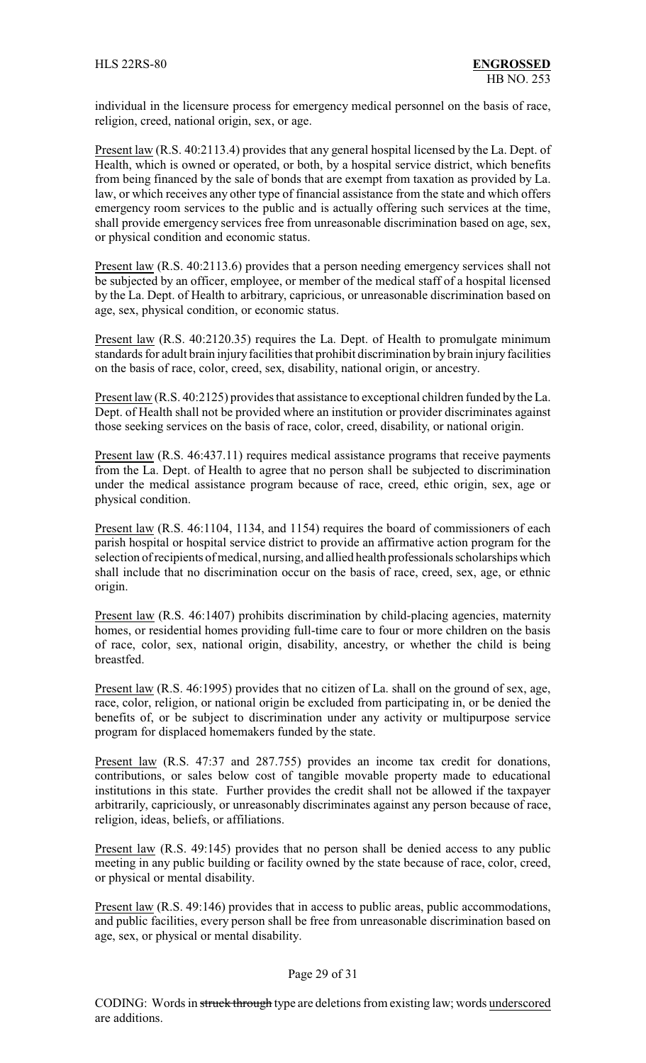individual in the licensure process for emergency medical personnel on the basis of race, religion, creed, national origin, sex, or age.

Present law (R.S. 40:2113.4) provides that any general hospital licensed by the La. Dept. of Health, which is owned or operated, or both, by a hospital service district, which benefits from being financed by the sale of bonds that are exempt from taxation as provided by La. law, or which receives any other type of financial assistance from the state and which offers emergency room services to the public and is actually offering such services at the time, shall provide emergency services free from unreasonable discrimination based on age, sex, or physical condition and economic status.

Present law (R.S. 40:2113.6) provides that a person needing emergency services shall not be subjected by an officer, employee, or member of the medical staff of a hospital licensed by the La. Dept. of Health to arbitrary, capricious, or unreasonable discrimination based on age, sex, physical condition, or economic status.

Present law (R.S. 40:2120.35) requires the La. Dept. of Health to promulgate minimum standards for adult brain injury facilities that prohibit discrimination by brain injury facilities on the basis of race, color, creed, sex, disability, national origin, or ancestry.

Present law (R.S. 40:2125) provides that assistance to exceptional children funded by the La. Dept. of Health shall not be provided where an institution or provider discriminates against those seeking services on the basis of race, color, creed, disability, or national origin.

Present law (R.S. 46:437.11) requires medical assistance programs that receive payments from the La. Dept. of Health to agree that no person shall be subjected to discrimination under the medical assistance program because of race, creed, ethic origin, sex, age or physical condition.

Present law (R.S. 46:1104, 1134, and 1154) requires the board of commissioners of each parish hospital or hospital service district to provide an affirmative action program for the selection of recipients of medical, nursing, and allied health professionals scholarships which shall include that no discrimination occur on the basis of race, creed, sex, age, or ethnic origin.

Present law (R.S. 46:1407) prohibits discrimination by child-placing agencies, maternity homes, or residential homes providing full-time care to four or more children on the basis of race, color, sex, national origin, disability, ancestry, or whether the child is being breastfed.

Present law (R.S. 46:1995) provides that no citizen of La. shall on the ground of sex, age, race, color, religion, or national origin be excluded from participating in, or be denied the benefits of, or be subject to discrimination under any activity or multipurpose service program for displaced homemakers funded by the state.

Present law (R.S. 47:37 and 287.755) provides an income tax credit for donations, contributions, or sales below cost of tangible movable property made to educational institutions in this state. Further provides the credit shall not be allowed if the taxpayer arbitrarily, capriciously, or unreasonably discriminates against any person because of race, religion, ideas, beliefs, or affiliations.

Present law (R.S. 49:145) provides that no person shall be denied access to any public meeting in any public building or facility owned by the state because of race, color, creed, or physical or mental disability.

Present law (R.S. 49:146) provides that in access to public areas, public accommodations, and public facilities, every person shall be free from unreasonable discrimination based on age, sex, or physical or mental disability.

CODING: Words in ~~struck through~~ type are deletions from existing law; words underscored are additions.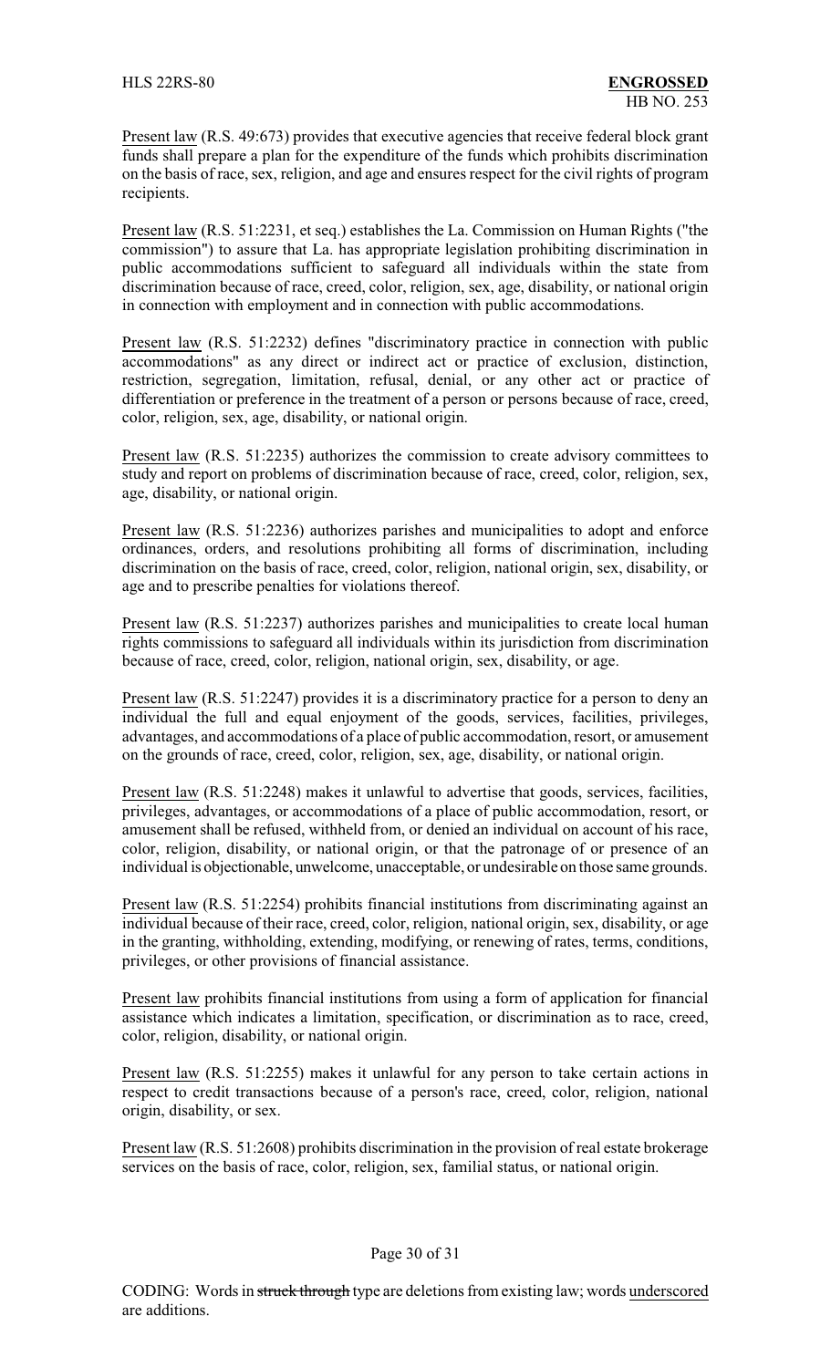Present law (R.S. 49:673) provides that executive agencies that receive federal block grant funds shall prepare a plan for the expenditure of the funds which prohibits discrimination on the basis of race, sex, religion, and age and ensures respect for the civil rights of program recipients.

Present law (R.S. 51:2231, et seq.) establishes the La. Commission on Human Rights ("the commission") to assure that La. has appropriate legislation prohibiting discrimination in public accommodations sufficient to safeguard all individuals within the state from discrimination because of race, creed, color, religion, sex, age, disability, or national origin in connection with employment and in connection with public accommodations.

Present law (R.S. 51:2232) defines "discriminatory practice in connection with public accommodations" as any direct or indirect act or practice of exclusion, distinction, restriction, segregation, limitation, refusal, denial, or any other act or practice of differentiation or preference in the treatment of a person or persons because of race, creed, color, religion, sex, age, disability, or national origin.

Present law (R.S. 51:2235) authorizes the commission to create advisory committees to study and report on problems of discrimination because of race, creed, color, religion, sex, age, disability, or national origin.

Present law (R.S. 51:2236) authorizes parishes and municipalities to adopt and enforce ordinances, orders, and resolutions prohibiting all forms of discrimination, including discrimination on the basis of race, creed, color, religion, national origin, sex, disability, or age and to prescribe penalties for violations thereof.

Present law (R.S. 51:2237) authorizes parishes and municipalities to create local human rights commissions to safeguard all individuals within its jurisdiction from discrimination because of race, creed, color, religion, national origin, sex, disability, or age.

Present law (R.S. 51:2247) provides it is a discriminatory practice for a person to deny an individual the full and equal enjoyment of the goods, services, facilities, privileges, advantages, and accommodations of a place of public accommodation, resort, or amusement on the grounds of race, creed, color, religion, sex, age, disability, or national origin.

Present law (R.S. 51:2248) makes it unlawful to advertise that goods, services, facilities, privileges, advantages, or accommodations of a place of public accommodation, resort, or amusement shall be refused, withheld from, or denied an individual on account of his race, color, religion, disability, or national origin, or that the patronage of or presence of an individual is objectionable, unwelcome, unacceptable, or undesirable on those same grounds.

Present law (R.S. 51:2254) prohibits financial institutions from discriminating against an individual because of their race, creed, color, religion, national origin, sex, disability, or age in the granting, withholding, extending, modifying, or renewing of rates, terms, conditions, privileges, or other provisions of financial assistance.

Present law prohibits financial institutions from using a form of application for financial assistance which indicates a limitation, specification, or discrimination as to race, creed, color, religion, disability, or national origin.

Present law (R.S. 51:2255) makes it unlawful for any person to take certain actions in respect to credit transactions because of a person's race, creed, color, religion, national origin, disability, or sex.

Present law (R.S. 51:2608) prohibits discrimination in the provision of real estate brokerage services on the basis of race, color, religion, sex, familial status, or national origin.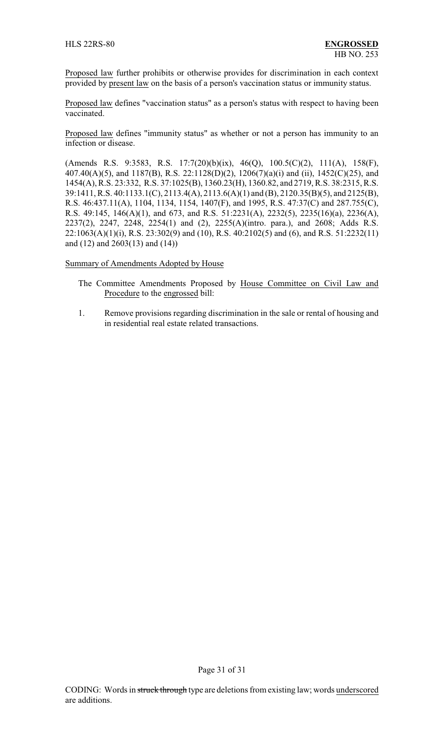Proposed law further prohibits or otherwise provides for discrimination in each context provided by present law on the basis of a person's vaccination status or immunity status.

Proposed law defines "vaccination status" as a person's status with respect to having been vaccinated.

Proposed law defines "immunity status" as whether or not a person has immunity to an infection or disease.

(Amends R.S. 9:3583, R.S. 17:7(20)(b)(ix), 46(Q), 100.5(C)(2), 111(A), 158(F), 407.40(A)(5), and 1187(B), R.S. 22:1128(D)(2), 1206(7)(a)(i) and (ii), 1452(C)(25), and 1454(A), R.S. 23:332, R.S. 37:1025(B), 1360.23(H), 1360.82, and 2719, R.S. 38:2315, R.S. 39:1411, R.S. 40:1133.1(C), 2113.4(A), 2113.6(A)(1) and (B), 2120.35(B)(5), and 2125(B), R.S. 46:437.11(A), 1104, 1134, 1154, 1407(F), and 1995, R.S. 47:37(C) and 287.755(C), R.S. 49:145, 146(A)(1), and 673, and R.S. 51:2231(A), 2232(5), 2235(16)(a), 2236(A), 2237(2), 2247, 2248, 2254(1) and (2), 2255(A)(intro. para.), and 2608; Adds R.S. 22:1063(A)(1)(i), R.S. 23:302(9) and (10), R.S. 40:2102(5) and (6), and R.S. 51:2232(11) and (12) and 2603(13) and (14))

Summary of Amendments Adopted by House

The Committee Amendments Proposed by House Committee on Civil Law and Procedure to the engrossed bill:

1. Remove provisions regarding discrimination in the sale or rental of housing and in residential real estate related transactions.